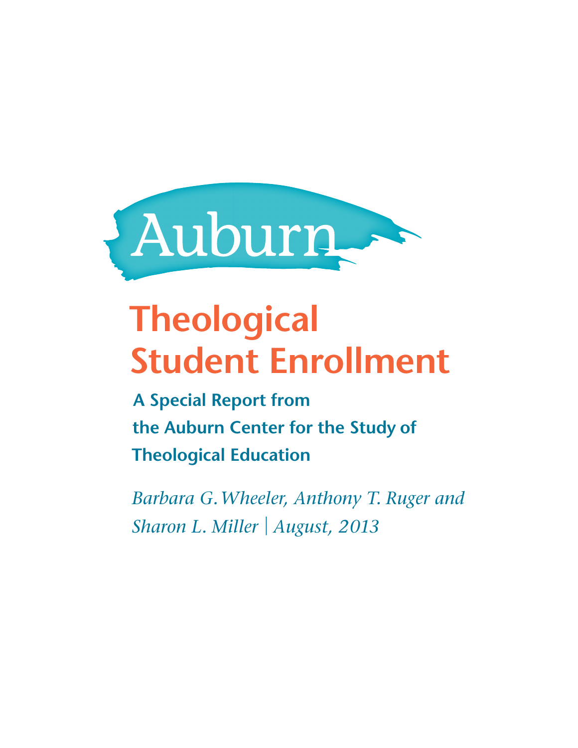Auburn

# Theological Student Enrollment

**A Special Report from the Auburn Center for the Study of Theological Education**

*Barbara G. Wheeler, Anthony T. Ruger and Sharon L. Miller | August, 2013*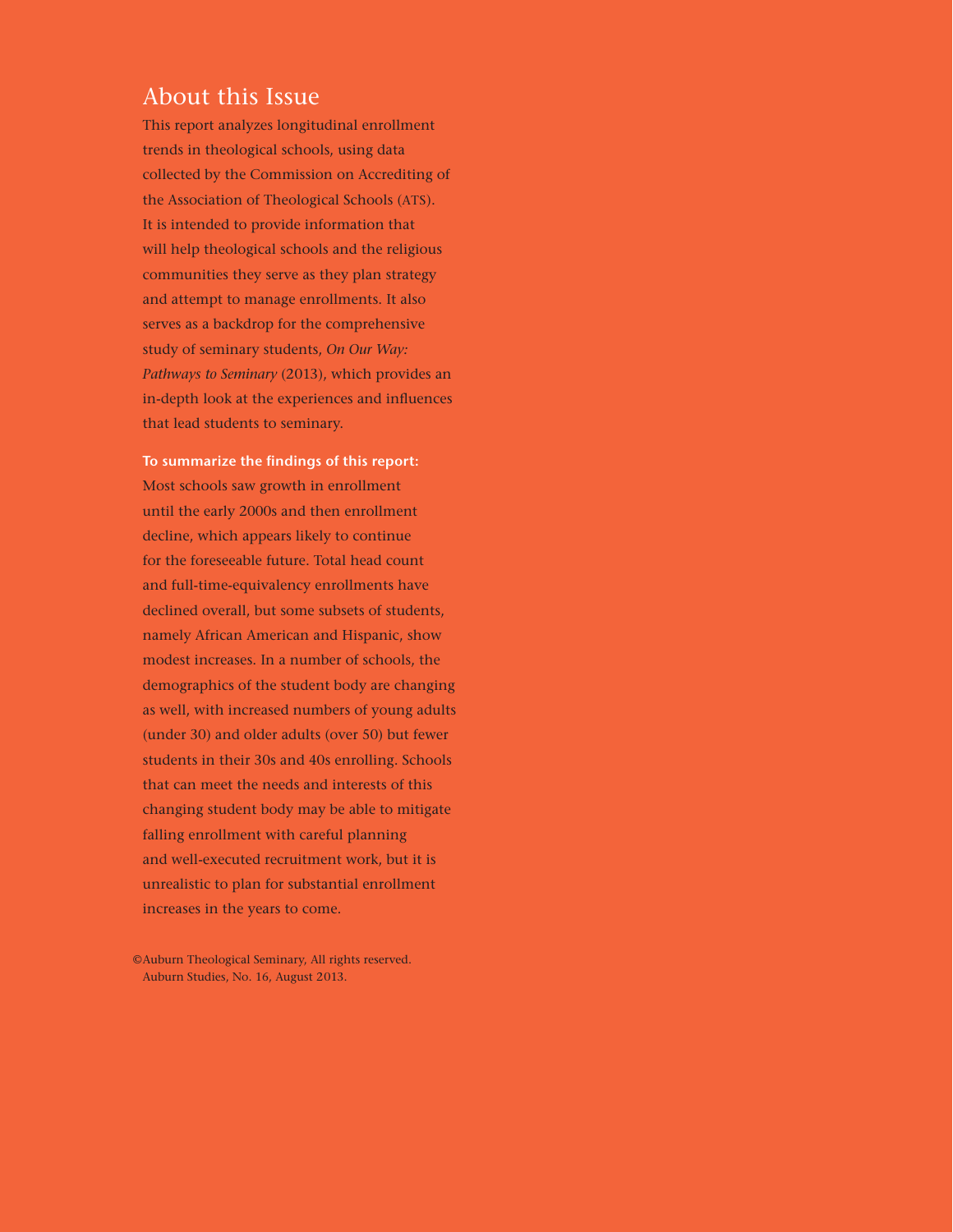## About this Issue

This report analyzes longitudinal enrollment trends in theological schools, using data collected by the Commission on Accrediting of the Association of Theological Schools (ATS). It is intended to provide information that will help theological schools and the religious communities they serve as they plan strategy and attempt to manage enrollments. It also serves as a backdrop for the comprehensive study of seminary students, *On Our Way: Pathways to Seminary* (2013), which provides an in-depth look at the experiences and influences that lead students to seminary.

**To summarize the findings of this report:**

Most schools saw growth in enrollment until the early 2000s and then enrollment decline, which appears likely to continue for the foreseeable future. Total head count and full-time-equivalency enrollments have declined overall, but some subsets of students, namely African American and Hispanic, show modest increases. In a number of schools, the demographics of the student body are changing as well, with increased numbers of young adults (under 30) and older adults (over 50) but fewer students in their 30s and 40s enrolling. Schools that can meet the needs and interests of this changing student body may be able to mitigate falling enrollment with careful planning and well-executed recruitment work, but it is unrealistic to plan for substantial enrollment increases in the years to come.

©Auburn Theological Seminary, All rights reserved.
Auburn Studies, No. 16, August 2013.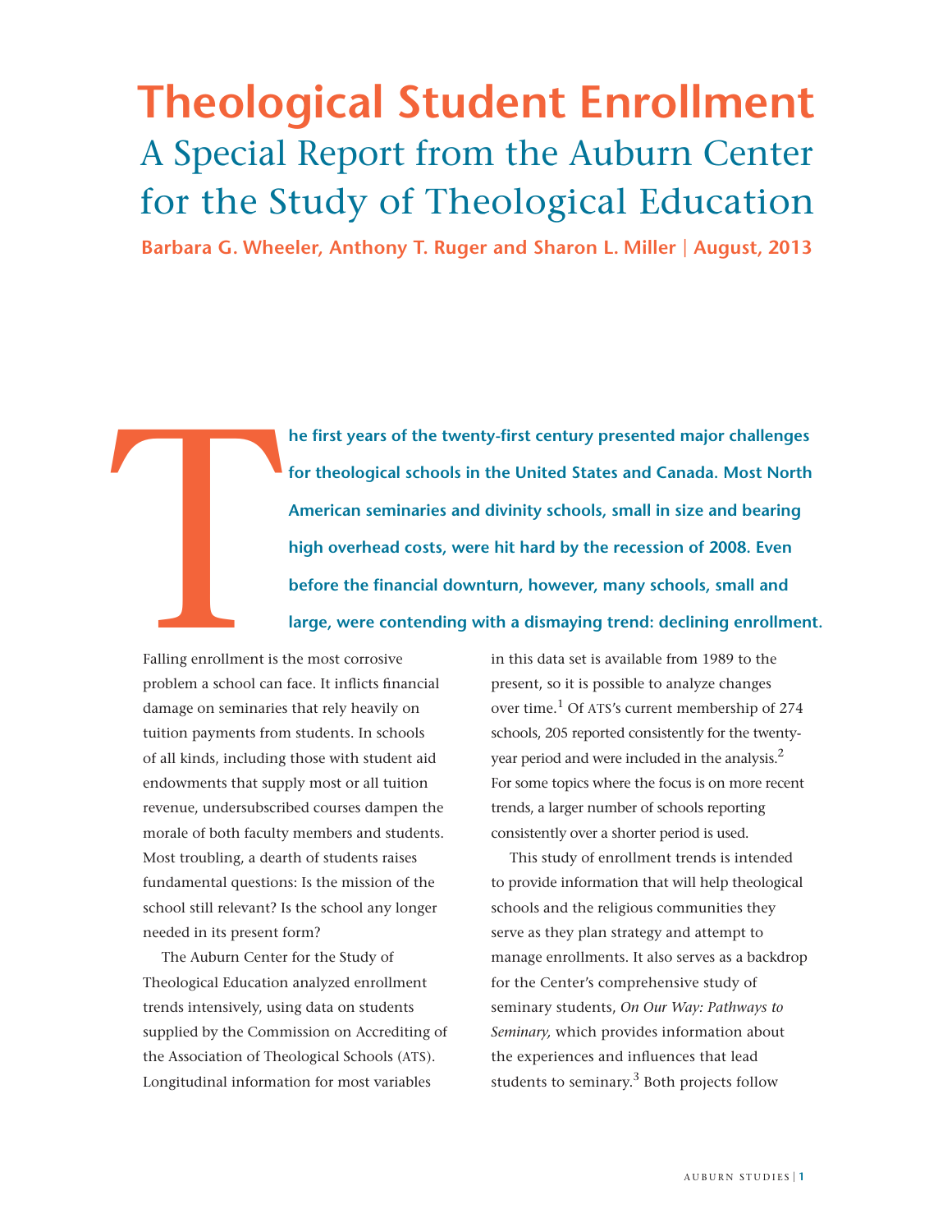# Theological Student Enrollment

## A Special Report from the Auburn Center for the Study of Theological Education

**Barbara G. Wheeler, Anthony T. Ruger and Sharon L. Miller | August, 2013**

**The first years of the twenty-first century presented major challenges for theological schools in the United States and Canada. Most North American seminaries and divinity schools, small in size and bearing high overhead costs, were hit hard by the recession of 2008. Even before the financial downturn, however, many schools, small and large, were contending with a dismaying trend: declining enrollment.**

Falling enrollment is the most corrosive problem a school can face. It inflicts financial damage on seminaries that rely heavily on tuition payments from students. In schools of all kinds, including those with student aid endowments that supply most or all tuition revenue, undersubscribed courses dampen the morale of both faculty members and students. Most troubling, a dearth of students raises fundamental questions: Is the mission of the school still relevant? Is the school any longer needed in its present form?

The Auburn Center for the Study of Theological Education analyzed enrollment trends intensively, using data on students supplied by the Commission on Accrediting of the Association of Theological Schools (ATS). Longitudinal information for most variables in this data set is available from 1989 to the present, so it is possible to analyze changes over time.[1] Of ATS's current membership of 274 schools, 205 reported consistently for the twenty-year period and were included in the analysis.[2] For some topics where the focus is on more recent trends, a larger number of schools reporting consistently over a shorter period is used.

This study of enrollment trends is intended to provide information that will help theological schools and the religious communities they serve as they plan strategy and attempt to manage enrollments. It also serves as a backdrop for the Center's comprehensive study of seminary students, *On Our Way: Pathways to Seminary,* which provides information about the experiences and influences that lead students to seminary.[3] Both projects follow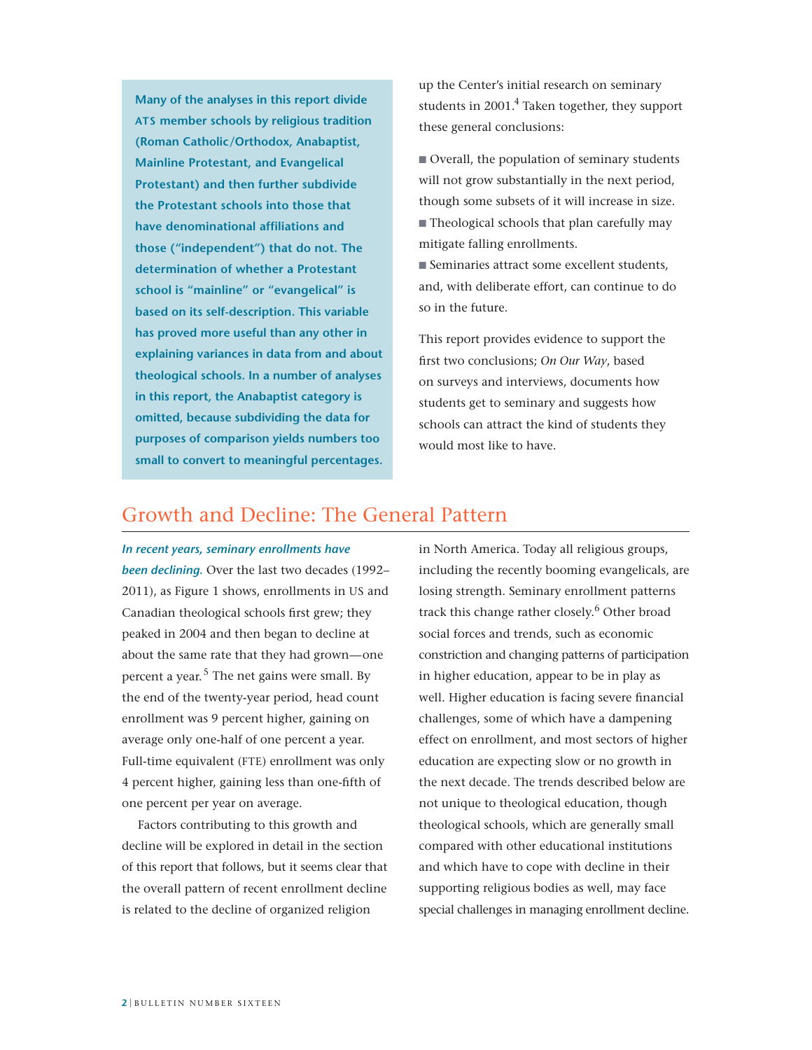**Many of the analyses in this report divide ATS member schools by religious tradition (Roman Catholic/Orthodox, Anabaptist, Mainline Protestant, and Evangelical Protestant) and then further subdivide the Protestant schools into those that have denominational affiliations and those ("independent") that do not. The determination of whether a Protestant school is "mainline" or "evangelical" is based on its self-description. This variable has proved more useful than any other in explaining variances in data from and about theological schools. In a number of analyses in this report, the Anabaptist category is omitted, because subdividing the data for purposes of comparison yields numbers too small to convert to meaningful percentages.**

up the Center's initial research on seminary students in 2001.[4] Taken together, they support these general conclusions:

- Overall, the population of seminary students will not grow substantially in the next period, though some subsets of it will increase in size.
- Theological schools that plan carefully may mitigate falling enrollments.
- Seminaries attract some excellent students, and, with deliberate effort, can continue to do so in the future.

This report provides evidence to support the first two conclusions; *On Our Way*, based on surveys and interviews, documents how students get to seminary and suggests how schools can attract the kind of students they would most like to have.

## Growth and Decline: The General Pattern

***In recent years, seminary enrollments have been declining.*** Over the last two decades (1992–2011), as Figure 1 shows, enrollments in US and Canadian theological schools first grew; they peaked in 2004 and then began to decline at about the same rate that they had grown—one percent a year.[5] The net gains were small. By the end of the twenty-year period, head count enrollment was 9 percent higher, gaining on average only one-half of one percent a year. Full-time equivalent (FTE) enrollment was only 4 percent higher, gaining less than one-fifth of one percent per year on average.

Factors contributing to this growth and decline will be explored in detail in the section of this report that follows, but it seems clear that the overall pattern of recent enrollment decline is related to the decline of organized religion in North America. Today all religious groups, including the recently booming evangelicals, are losing strength. Seminary enrollment patterns track this change rather closely.[6] Other broad social forces and trends, such as economic constriction and changing patterns of participation in higher education, appear to be in play as well. Higher education is facing severe financial challenges, some of which have a dampening effect on enrollment, and most sectors of higher education are expecting slow or no growth in the next decade. The trends described below are not unique to theological education, though theological schools, which are generally small compared with other educational institutions and which have to cope with decline in their supporting religious bodies as well, may face special challenges in managing enrollment decline.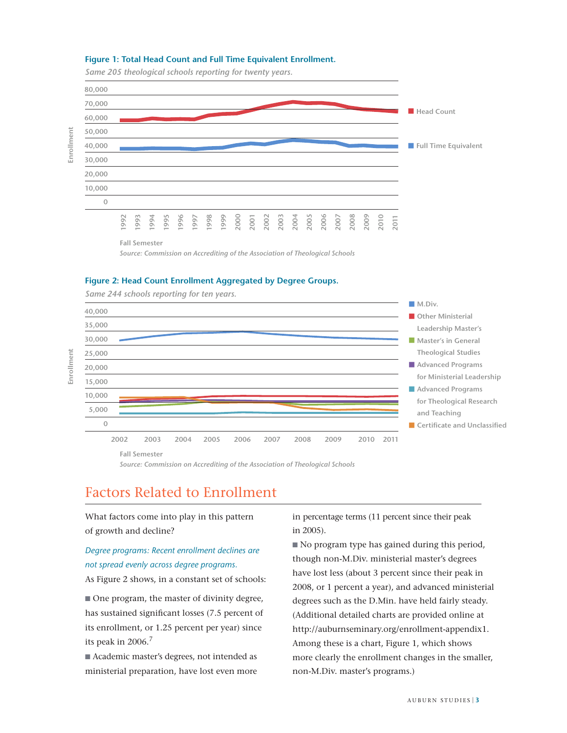**Figure 1: Total Head Count and Full Time Equivalent Enrollment.**

*Same 205 theological schools reporting for twenty years.*

Enrollment

80,000
70,000
60,000
50,000
40,000
30,000
20,000
10,000
0

1992 1993 1994 1995 1996 1997 1998 1999 2000 2001 2002 2003 2004 2005 2006 2007 2008 2009 2010 2011

Fall Semester

Head Count
Full Time Equivalent

*Source: Commission on Accrediting of the Association of Theological Schools*

**Figure 2: Head Count Enrollment Aggregated by Degree Groups.**

*Same 244 schools reporting for ten years.*

Enrollment

40,000
35,000
30,000
25,000
20,000
15,000
10,000
5,000
0

2002 2003 2004 2005 2006 2007 2008 2009 2010 2011

Fall Semester

M.Div.
Other Ministerial Leadership Master's
Master's in General Theological Studies
Advanced Programs for Ministerial Leadership
Advanced Programs for Theological Research and Teaching
Certificate and Unclassified

*Source: Commission on Accrediting of the Association of Theological Schools*

# Factors Related to Enrollment

What factors come into play in this pattern of growth and decline?

*Degree programs: Recent enrollment declines are not spread evenly across degree programs.*

As Figure 2 shows, in a constant set of schools:

- One program, the master of divinity degree, has sustained significant losses (7.5 percent of its enrollment, or 1.25 percent per year) since its peak in 2006.[7]
- Academic master's degrees, not intended as ministerial preparation, have lost even more in percentage terms (11 percent since their peak in 2005).
- No program type has gained during this period, though non-M.Div. ministerial master's degrees have lost less (about 3 percent since their peak in 2008, or 1 percent a year), and advanced ministerial degrees such as the D.Min. have held fairly steady. (Additional detailed charts are provided online at http://auburnseminary.org/enrollment-appendix1. Among these is a chart, Figure 1, which shows more clearly the enrollment changes in the smaller, non-M.Div. master's programs.)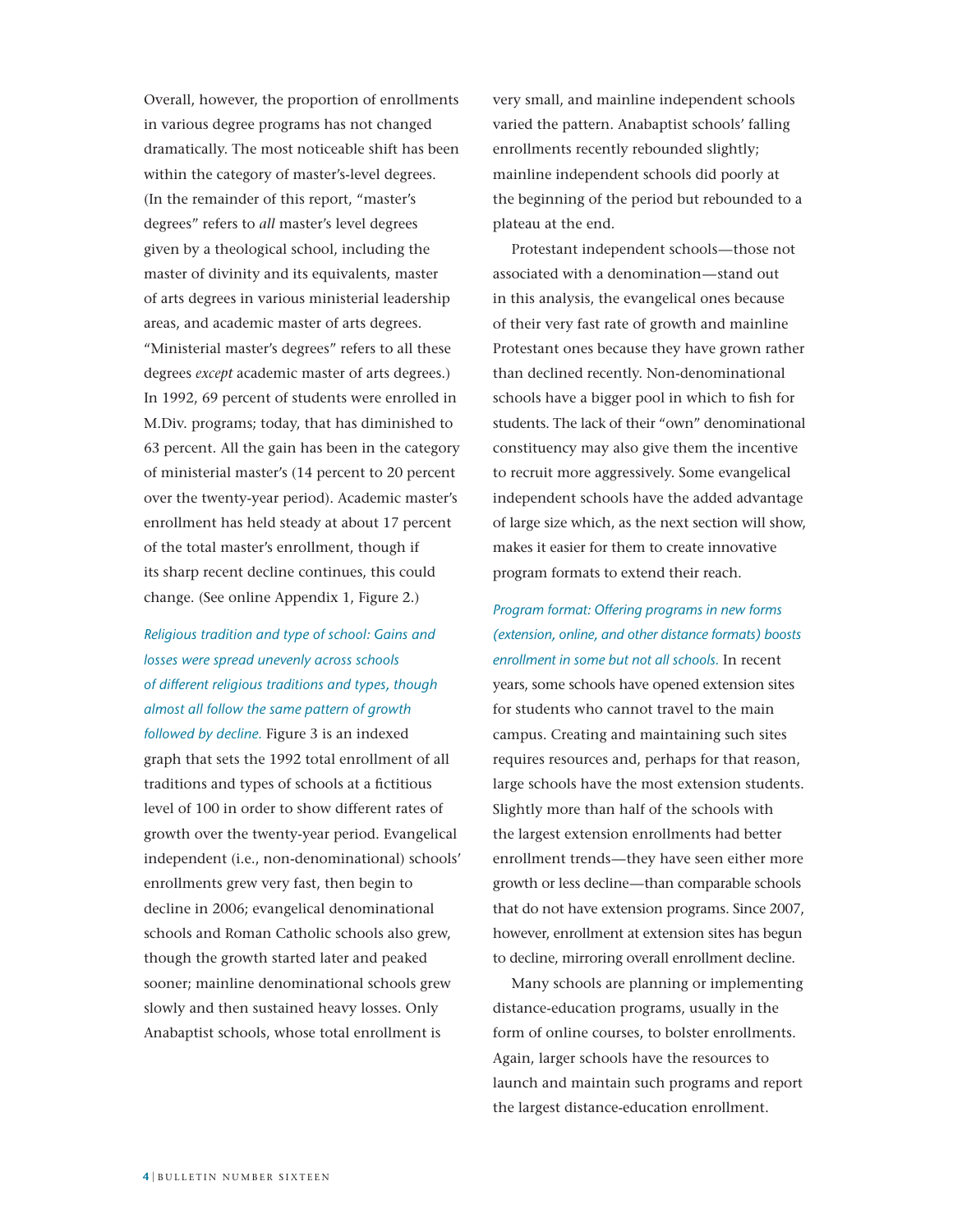Overall, however, the proportion of enrollments in various degree programs has not changed dramatically. The most noticeable shift has been within the category of master's-level degrees. (In the remainder of this report, "master's degrees" refers to *all* master's level degrees given by a theological school, including the master of divinity and its equivalents, master of arts degrees in various ministerial leadership areas, and academic master of arts degrees. "Ministerial master's degrees" refers to all these degrees *except* academic master of arts degrees.) In 1992, 69 percent of students were enrolled in M.Div. programs; today, that has diminished to 63 percent. All the gain has been in the category of ministerial master's (14 percent to 20 percent over the twenty-year period). Academic master's enrollment has held steady at about 17 percent of the total master's enrollment, though if its sharp recent decline continues, this could change. (See online Appendix 1, Figure 2.)

*Religious tradition and type of school: Gains and losses were spread unevenly across schools of different religious traditions and types, though almost all follow the same pattern of growth followed by decline.* Figure 3 is an indexed graph that sets the 1992 total enrollment of all traditions and types of schools at a fictitious level of 100 in order to show different rates of growth over the twenty-year period. Evangelical independent (i.e., non-denominational) schools' enrollments grew very fast, then begin to decline in 2006; evangelical denominational schools and Roman Catholic schools also grew, though the growth started later and peaked sooner; mainline denominational schools grew slowly and then sustained heavy losses. Only Anabaptist schools, whose total enrollment is very small, and mainline independent schools varied the pattern. Anabaptist schools' falling enrollments recently rebounded slightly; mainline independent schools did poorly at the beginning of the period but rebounded to a plateau at the end.

Protestant independent schools—those not associated with a denomination—stand out in this analysis, the evangelical ones because of their very fast rate of growth and mainline Protestant ones because they have grown rather than declined recently. Non-denominational schools have a bigger pool in which to fish for students. The lack of their "own" denominational constituency may also give them the incentive to recruit more aggressively. Some evangelical independent schools have the added advantage of large size which, as the next section will show, makes it easier for them to create innovative program formats to extend their reach.

*Program format: Offering programs in new forms (extension, online, and other distance formats) boosts enrollment in some but not all schools.* In recent years, some schools have opened extension sites for students who cannot travel to the main campus. Creating and maintaining such sites requires resources and, perhaps for that reason, large schools have the most extension students. Slightly more than half of the schools with the largest extension enrollments had better enrollment trends—they have seen either more growth or less decline—than comparable schools that do not have extension programs. Since 2007, however, enrollment at extension sites has begun to decline, mirroring overall enrollment decline.

Many schools are planning or implementing distance-education programs, usually in the form of online courses, to bolster enrollments. Again, larger schools have the resources to launch and maintain such programs and report the largest distance-education enrollment.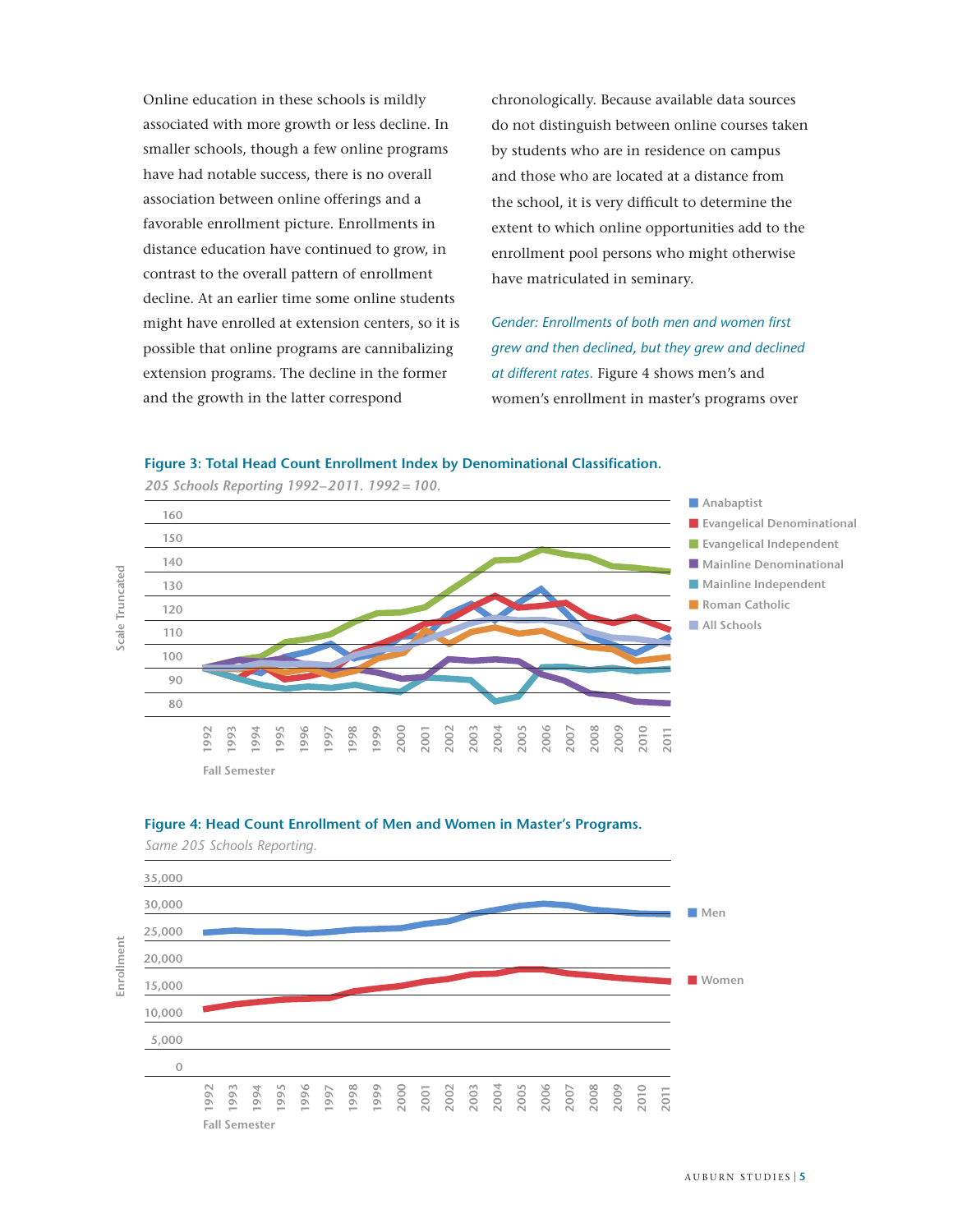Online education in these schools is mildly associated with more growth or less decline. In smaller schools, though a few online programs have had notable success, there is no overall association between online offerings and a favorable enrollment picture. Enrollments in distance education have continued to grow, in contrast to the overall pattern of enrollment decline. At an earlier time some online students might have enrolled at extension centers, so it is possible that online programs are cannibalizing extension programs. The decline in the former and the growth in the latter correspond chronologically. Because available data sources do not distinguish between online courses taken by students who are in residence on campus and those who are located at a distance from the school, it is very difficult to determine the extent to which online opportunities add to the enrollment pool persons who might otherwise have matriculated in seminary.

*Gender: Enrollments of both men and women first grew and then declined, but they grew and declined at different rates.* Figure 4 shows men's and women's enrollment in master's programs over

**Figure 3: Total Head Count Enrollment Index by Denominational Classification.**

*205 Schools Reporting 1992–2011. 1992 = 100.*

**Figure 4: Head Count Enrollment of Men and Women in Master's Programs.**

*Same 205 Schools Reporting.*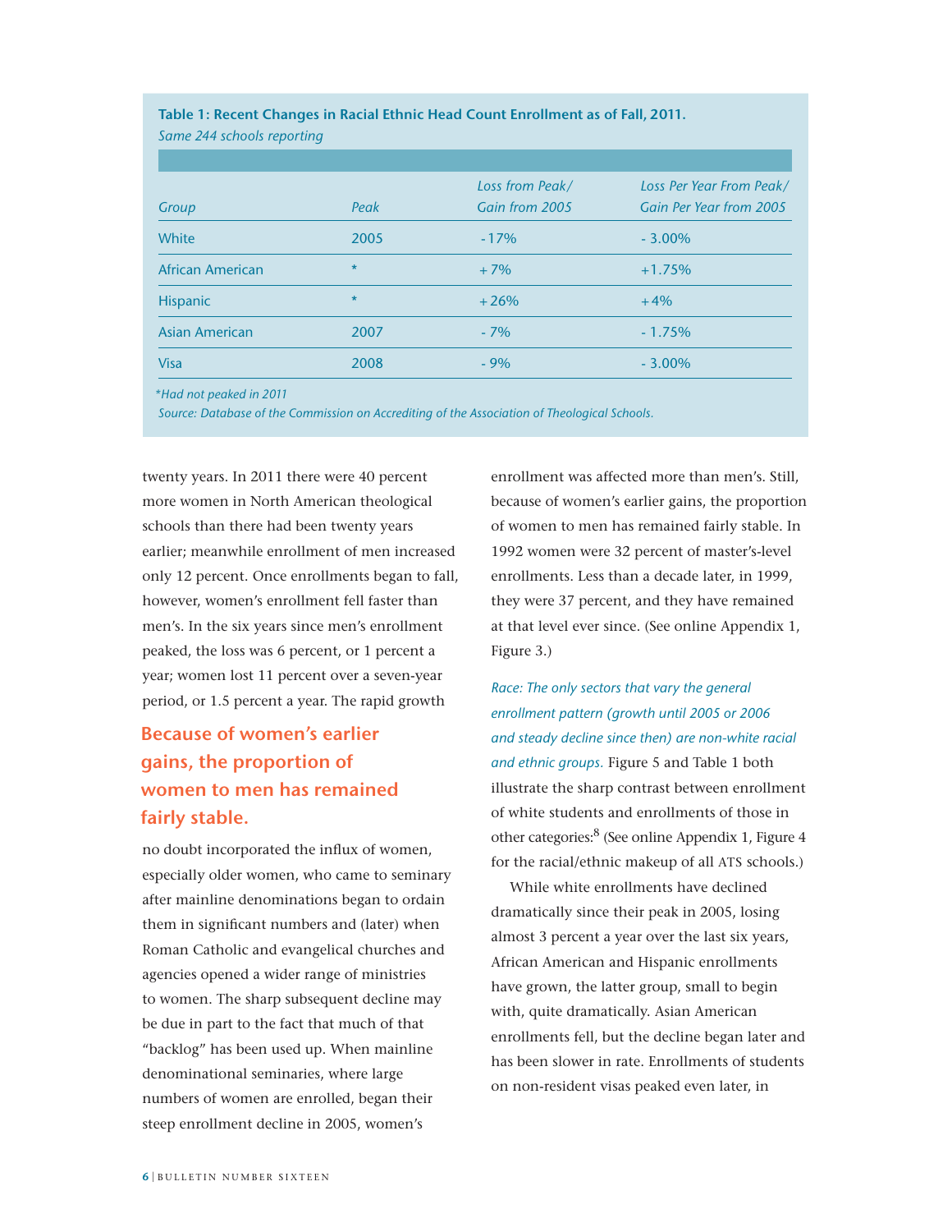**Table 1: Recent Changes in Racial Ethnic Head Count Enrollment as of Fall, 2011.**
*Same 244 schools reporting*

| *Group* | *Peak* | *Loss from Peak/ Gain from 2005* | *Loss Per Year From Peak/ Gain Per Year from 2005* |
|---|---|---|---|
| White | 2005 | -17% | - 3.00% |
| African American | * | +7% | +1.75% |
| Hispanic | * | +26% | +4% |
| Asian American | 2007 | - 7% | - 1.75% |
| Visa | 2008 | - 9% | - 3.00% |

*\*Had not peaked in 2011*
*Source: Database of the Commission on Accrediting of the Association of Theological Schools.*

twenty years. In 2011 there were 40 percent more women in North American theological schools than there had been twenty years earlier; meanwhile enrollment of men increased only 12 percent. Once enrollments began to fall, however, women's enrollment fell faster than men's. In the six years since men's enrollment peaked, the loss was 6 percent, or 1 percent a year; women lost 11 percent over a seven-year period, or 1.5 percent a year. The rapid growth no doubt incorporated the influx of women, especially older women, who came to seminary after mainline denominations began to ordain them in significant numbers and (later) when Roman Catholic and evangelical churches and agencies opened a wider range of ministries to women. The sharp subsequent decline may be due in part to the fact that much of that "backlog" has been used up. When mainline denominational seminaries, where large numbers of women are enrolled, began their steep enrollment decline in 2005, women's enrollment was affected more than men's. Still, because of women's earlier gains, the proportion of women to men has remained fairly stable. In 1992 women were 32 percent of master's-level enrollments. Less than a decade later, in 1999, they were 37 percent, and they have remained at that level ever since. (See online Appendix 1, Figure 3.)

**Because of women's earlier gains, the proportion of women to men has remained fairly stable.**

*Race: The only sectors that vary the general enrollment pattern (growth until 2005 or 2006 and steady decline since then) are non-white racial and ethnic groups.* Figure 5 and Table 1 both illustrate the sharp contrast between enrollment of white students and enrollments of those in other categories:[8] (See online Appendix 1, Figure 4 for the racial/ethnic makeup of all ATS schools.)

While white enrollments have declined dramatically since their peak in 2005, losing almost 3 percent a year over the last six years, African American and Hispanic enrollments have grown, the latter group, small to begin with, quite dramatically. Asian American enrollments fell, but the decline began later and has been slower in rate. Enrollments of students on non-resident visas peaked even later, in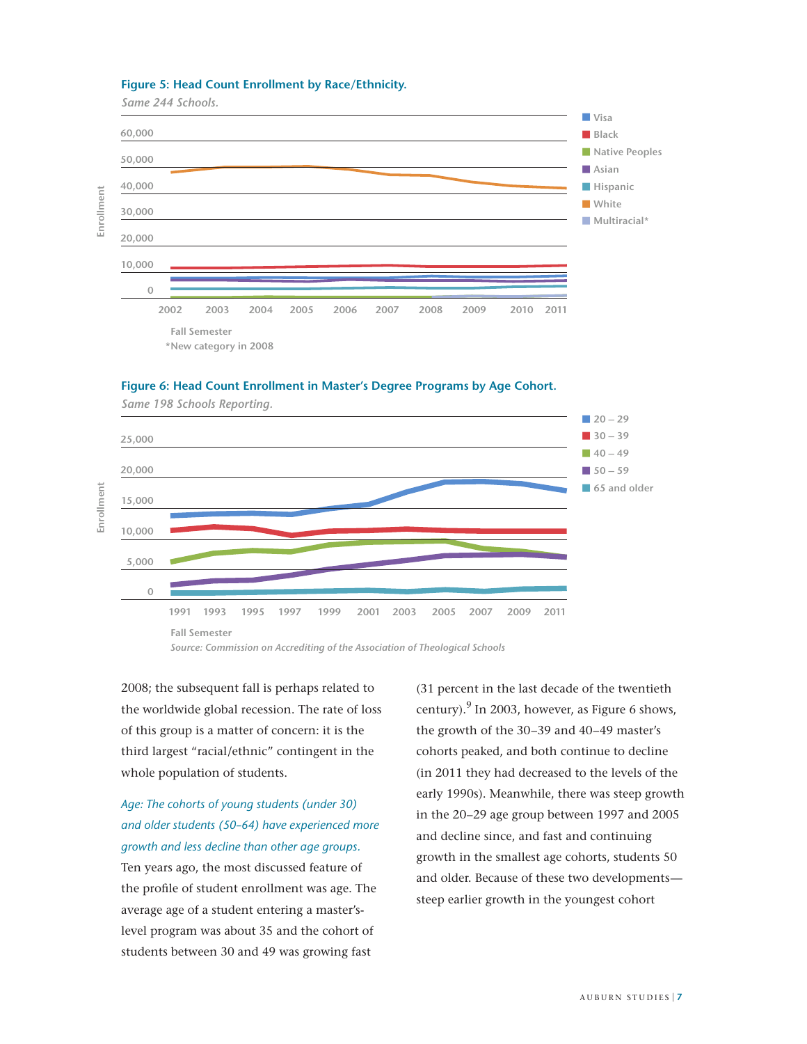**Figure 5: Head Count Enrollment by Race/Ethnicity.**

*Same 244 Schools.*

*New category in 2008

**Figure 6: Head Count Enrollment in Master's Degree Programs by Age Cohort.**

*Same 198 Schools Reporting.*

*Source: Commission on Accrediting of the Association of Theological Schools*

2008; the subsequent fall is perhaps related to the worldwide global recession. The rate of loss of this group is a matter of concern: it is the third largest "racial/ethnic" contingent in the whole population of students.

*Age: The cohorts of young students (under 30) and older students (50–64) have experienced more growth and less decline than other age groups.*

Ten years ago, the most discussed feature of the profile of student enrollment was age. The average age of a student entering a master's-level program was about 35 and the cohort of students between 30 and 49 was growing fast (31 percent in the last decade of the twentieth century).[9] In 2003, however, as Figure 6 shows, the growth of the 30–39 and 40–49 master's cohorts peaked, and both continue to decline (in 2011 they had decreased to the levels of the early 1990s). Meanwhile, there was steep growth in the 20–29 age group between 1997 and 2005 and decline since, and fast and continuing growth in the smallest age cohorts, students 50 and older. Because of these two developments—steep earlier growth in the youngest cohort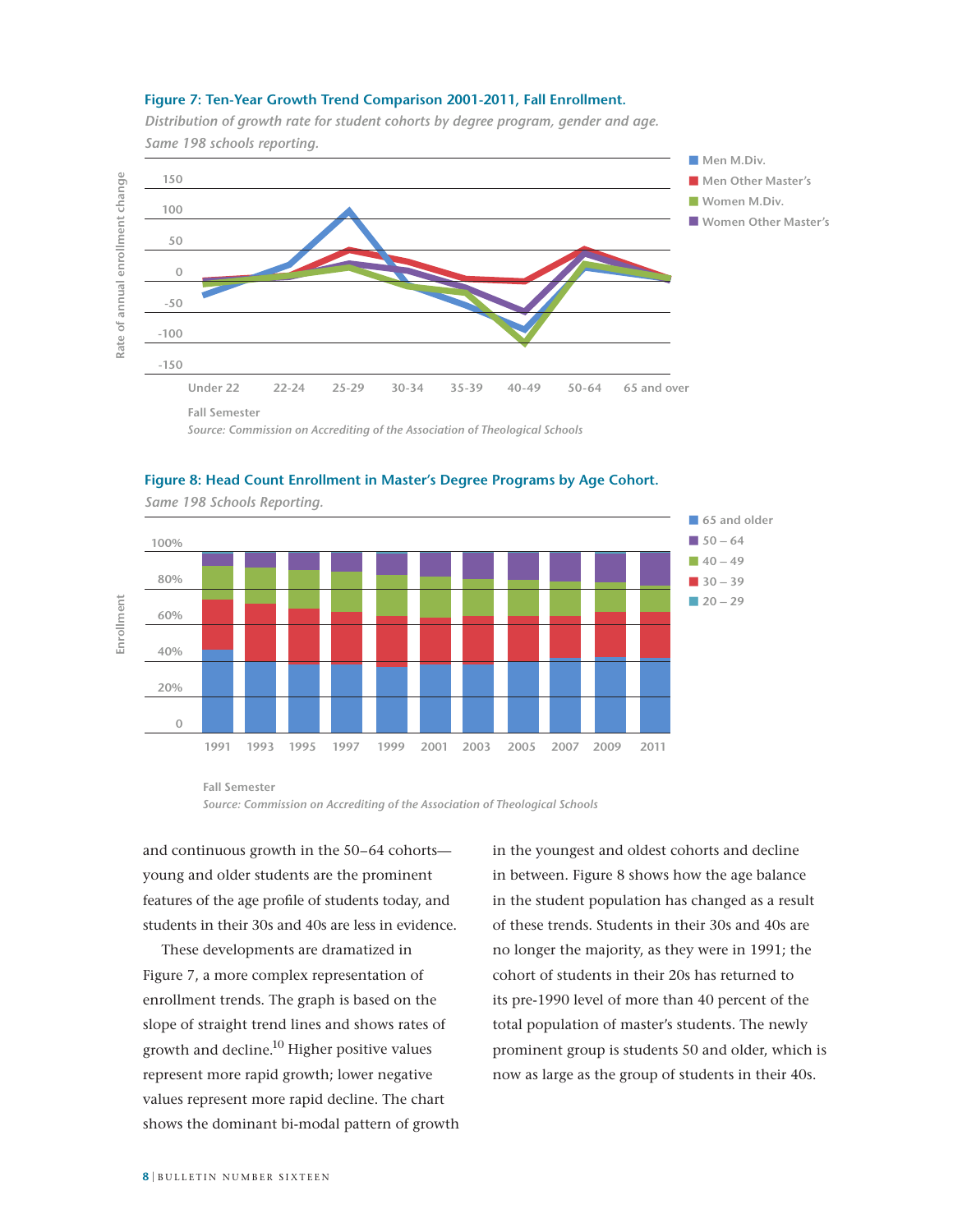**Figure 7: Ten-Year Growth Trend Comparison 2001-2011, Fall Enrollment.**

*Distribution of growth rate for student cohorts by degree program, gender and age. Same 198 schools reporting.*

Fall Semester

*Source: Commission on Accrediting of the Association of Theological Schools*

**Figure 8: Head Count Enrollment in Master's Degree Programs by Age Cohort.**

*Same 198 Schools Reporting.*

Fall Semester

*Source: Commission on Accrediting of the Association of Theological Schools*

and continuous growth in the 50–64 cohorts—young and older students are the prominent features of the age profile of students today, and students in their 30s and 40s are less in evidence.

These developments are dramatized in Figure 7, a more complex representation of enrollment trends. The graph is based on the slope of straight trend lines and shows rates of growth and decline.[10] Higher positive values represent more rapid growth; lower negative values represent more rapid decline. The chart shows the dominant bi-modal pattern of growth in the youngest and oldest cohorts and decline in between. Figure 8 shows how the age balance in the student population has changed as a result of these trends. Students in their 30s and 40s are no longer the majority, as they were in 1991; the cohort of students in their 20s has returned to its pre-1990 level of more than 40 percent of the total population of master's students. The newly prominent group is students 50 and older, which is now as large as the group of students in their 40s.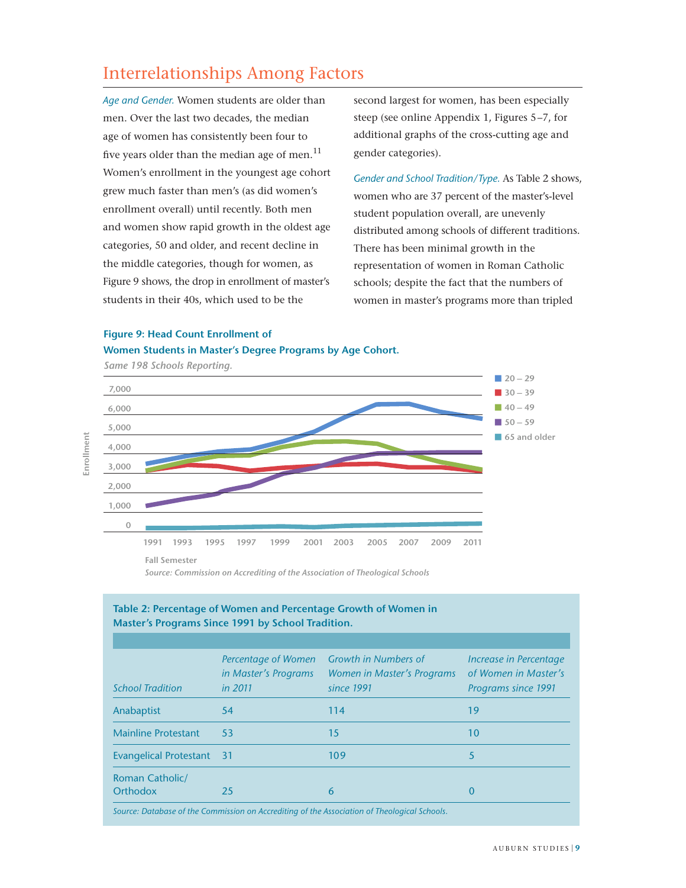## Interrelationships Among Factors

*Age and Gender.* Women students are older than men. Over the last two decades, the median age of women has consistently been four to five years older than the median age of men.[11] Women's enrollment in the youngest age cohort grew much faster than men's (as did women's enrollment overall) until recently. Both men and women show rapid growth in the oldest age categories, 50 and older, and recent decline in the middle categories, though for women, as Figure 9 shows, the drop in enrollment of master's students in their 40s, which used to be the second largest for women, has been especially steep (see online Appendix 1, Figures 5–7, for additional graphs of the cross-cutting age and gender categories).

*Gender and School Tradition/Type.* As Table 2 shows, women who are 37 percent of the master's-level student population overall, are unevenly distributed among schools of different traditions. There has been minimal growth in the representation of women in Roman Catholic schools; despite the fact that the numbers of women in master's programs more than tripled

**Figure 9: Head Count Enrollment of Women Students in Master's Degree Programs by Age Cohort.**

*Same 198 Schools Reporting.*

Fall Semester

*Source: Commission on Accrediting of the Association of Theological Schools*

**Table 2: Percentage of Women and Percentage Growth of Women in Master's Programs Since 1991 by School Tradition.**

| *School Tradition* | *Percentage of Women in Master's Programs in 2011* | *Growth in Numbers of Women in Master's Programs since 1991* | *Increase in Percentage of Women in Master's Programs since 1991* |
|---|---|---|---|
| Anabaptist | 54 | 114 | 19 |
| Mainline Protestant | 53 | 15 | 10 |
| Evangelical Protestant | 31 | 109 | 5 |
| Roman Catholic/ Orthodox | 25 | 6 | 0 |

*Source: Database of the Commission on Accrediting of the Association of Theological Schools.*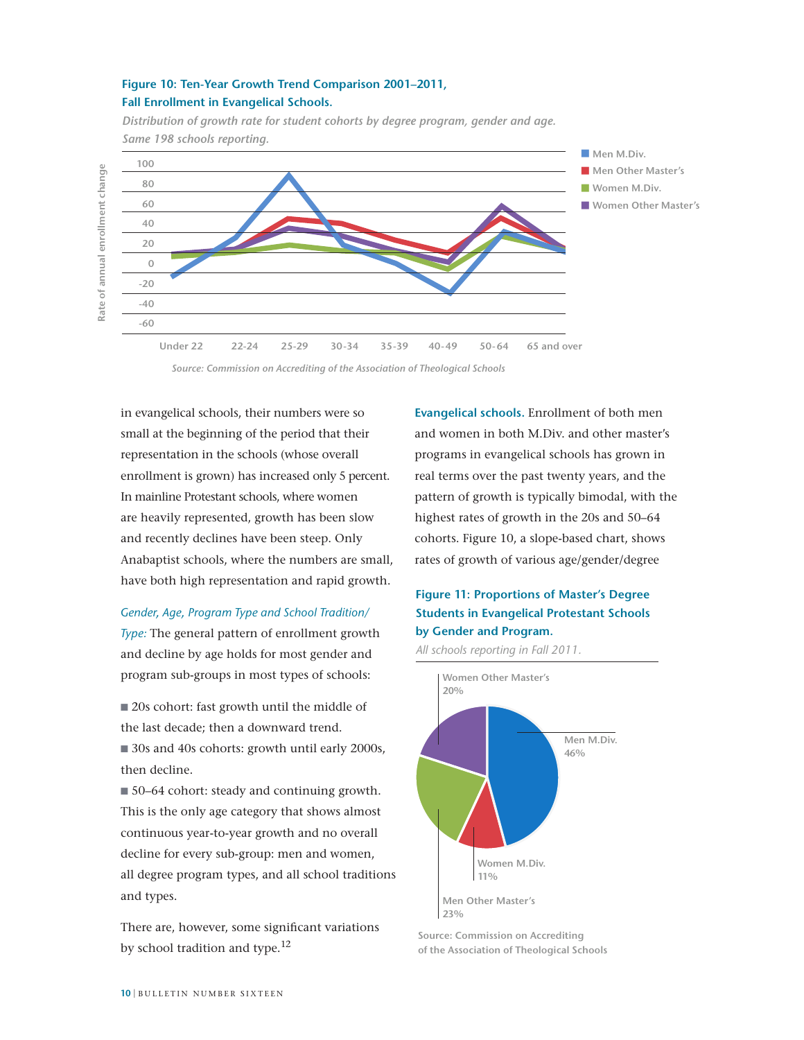**Figure 10: Ten-Year Growth Trend Comparison 2001–2011, Fall Enrollment in Evangelical Schools.**

*Distribution of growth rate for student cohorts by degree program, gender and age. Same 198 schools reporting.*

*Source: Commission on Accrediting of the Association of Theological Schools*

in evangelical schools, their numbers were so small at the beginning of the period that their representation in the schools (whose overall enrollment is grown) has increased only 5 percent. In mainline Protestant schools, where women are heavily represented, growth has been slow and recently declines have been steep. Only Anabaptist schools, where the numbers are small, have both high representation and rapid growth.

*Gender, Age, Program Type and School Tradition/Type:* The general pattern of enrollment growth and decline by age holds for most gender and program sub-groups in most types of schools:

- 20s cohort: fast growth until the middle of the last decade; then a downward trend.
- 30s and 40s cohorts: growth until early 2000s, then decline.
- 50–64 cohort: steady and continuing growth. This is the only age category that shows almost continuous year-to-year growth and no overall decline for every sub-group: men and women, all degree program types, and all school traditions and types.

There are, however, some significant variations by school tradition and type.[12]

**Evangelical schools.** Enrollment of both men and women in both M.Div. and other master's programs in evangelical schools has grown in real terms over the past twenty years, and the pattern of growth is typically bimodal, with the highest rates of growth in the 20s and 50–64 cohorts. Figure 10, a slope-based chart, shows rates of growth of various age/gender/degree

**Figure 11: Proportions of Master's Degree Students in Evangelical Protestant Schools by Gender and Program.**

*All schools reporting in Fall 2011.*

Source: Commission on Accrediting of the Association of Theological Schools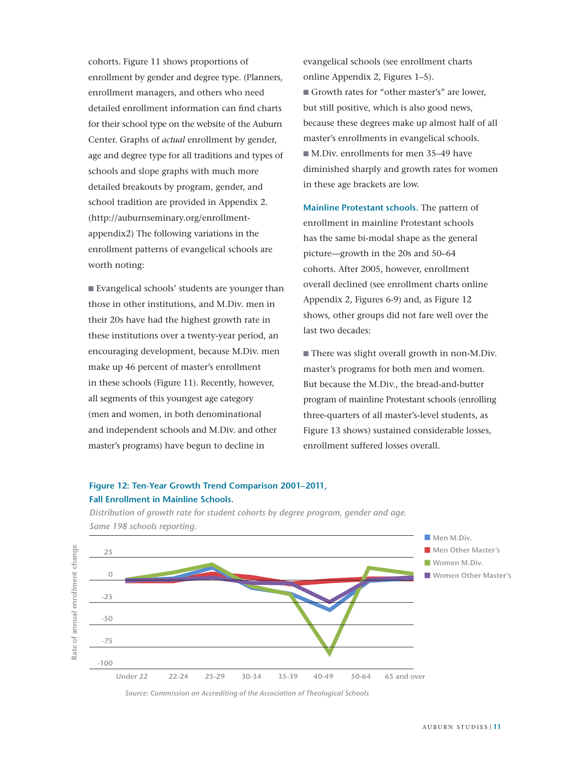cohorts. Figure 11 shows proportions of enrollment by gender and degree type. (Planners, enrollment managers, and others who need detailed enrollment information can find charts for their school type on the website of the Auburn Center. Graphs of *actual* enrollment by gender, age and degree type for all traditions and types of schools and slope graphs with much more detailed breakouts by program, gender, and school tradition are provided in Appendix 2. (http://auburnseminary.org/enrollment-appendix2) The following variations in the enrollment patterns of evangelical schools are worth noting:

- Evangelical schools' students are younger than those in other institutions, and M.Div. men in their 20s have had the highest growth rate in these institutions over a twenty-year period, an encouraging development, because M.Div. men make up 46 percent of master's enrollment in these schools (Figure 11). Recently, however, all segments of this youngest age category (men and women, in both denominational and independent schools and M.Div. and other master's programs) have begun to decline in evangelical schools (see enrollment charts online Appendix 2, Figures 1–5).
- Growth rates for "other master's" are lower, but still positive, which is also good news, because these degrees make up almost half of all master's enrollments in evangelical schools.
- M.Div. enrollments for men 35–49 have diminished sharply and growth rates for women in these age brackets are low.

**Mainline Protestant schools.** The pattern of enrollment in mainline Protestant schools has the same bi-modal shape as the general picture—growth in the 20s and 50–64 cohorts. After 2005, however, enrollment overall declined (see enrollment charts online Appendix 2, Figures 6-9) and, as Figure 12 shows, other groups did not fare well over the last two decades:

- There was slight overall growth in non-M.Div. master's programs for both men and women. But because the M.Div., the bread-and-butter program of mainline Protestant schools (enrolling three-quarters of all master's-level students, as Figure 13 shows) sustained considerable losses, enrollment suffered losses overall.

**Figure 12: Ten-Year Growth Trend Comparison 2001–2011, Fall Enrollment in Mainline Schools.**

*Distribution of growth rate for student cohorts by degree program, gender and age. Same 198 schools reporting.*

*Source: Commission on Accrediting of the Association of Theological Schools*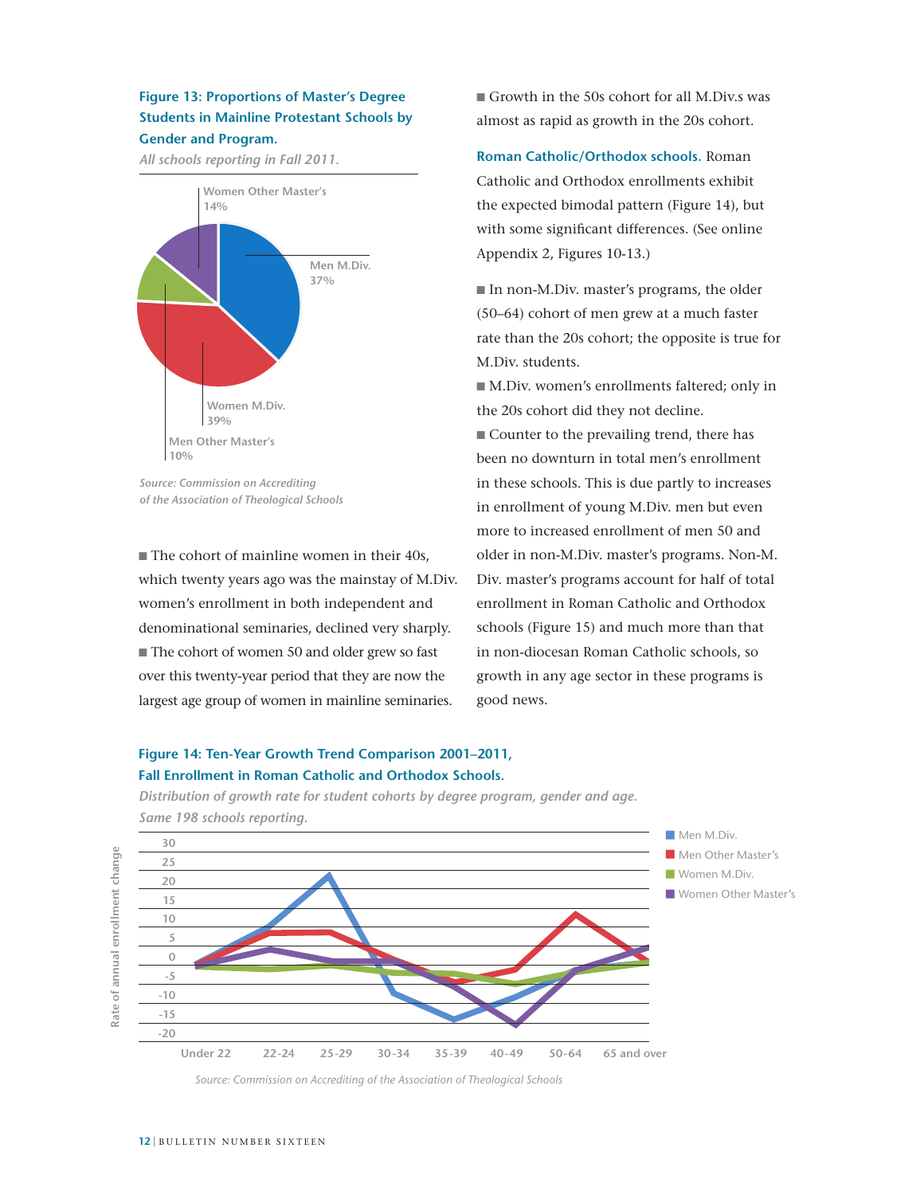**Figure 13: Proportions of Master's Degree Students in Mainline Protestant Schools by Gender and Program.**

*All schools reporting in Fall 2011.*

Women Other Master's 14%

Men M.Div. 37%

Women M.Div. 39%

Men Other Master's 10%

*Source: Commission on Accrediting of the Association of Theological Schools*

- The cohort of mainline women in their 40s, which twenty years ago was the mainstay of M.Div. women's enrollment in both independent and denominational seminaries, declined very sharply.
- The cohort of women 50 and older grew so fast over this twenty-year period that they are now the largest age group of women in mainline seminaries.
- Growth in the 50s cohort for all M.Div.s was almost as rapid as growth in the 20s cohort.

**Roman Catholic/Orthodox schools.** Roman Catholic and Orthodox enrollments exhibit the expected bimodal pattern (Figure 14), but with some significant differences. (See online Appendix 2, Figures 10-13.)

- In non-M.Div. master's programs, the older (50–64) cohort of men grew at a much faster rate than the 20s cohort; the opposite is true for M.Div. students.
- M.Div. women's enrollments faltered; only in the 20s cohort did they not decline.
- Counter to the prevailing trend, there has been no downturn in total men's enrollment in these schools. This is due partly to increases in enrollment of young M.Div. men but even more to increased enrollment of men 50 and older in non-M.Div. master's programs. Non-M.Div. master's programs account for half of total enrollment in Roman Catholic and Orthodox schools (Figure 15) and much more than that in non-diocesan Roman Catholic schools, so growth in any age sector in these programs is good news.

**Figure 14: Ten-Year Growth Trend Comparison 2001–2011, Fall Enrollment in Roman Catholic and Orthodox Schools.**

*Distribution of growth rate for student cohorts by degree program, gender and age. Same 198 schools reporting.*

Legend: Men M.Div.; Men Other Master's; Women M.Div.; Women Other Master's

Y-axis: Rate of annual enrollment change (30 to -20)

X-axis: Under 22, 22-24, 25-29, 30-34, 35-39, 40-49, 50-64, 65 and over

*Source: Commission on Accrediting of the Association of Theological Schools*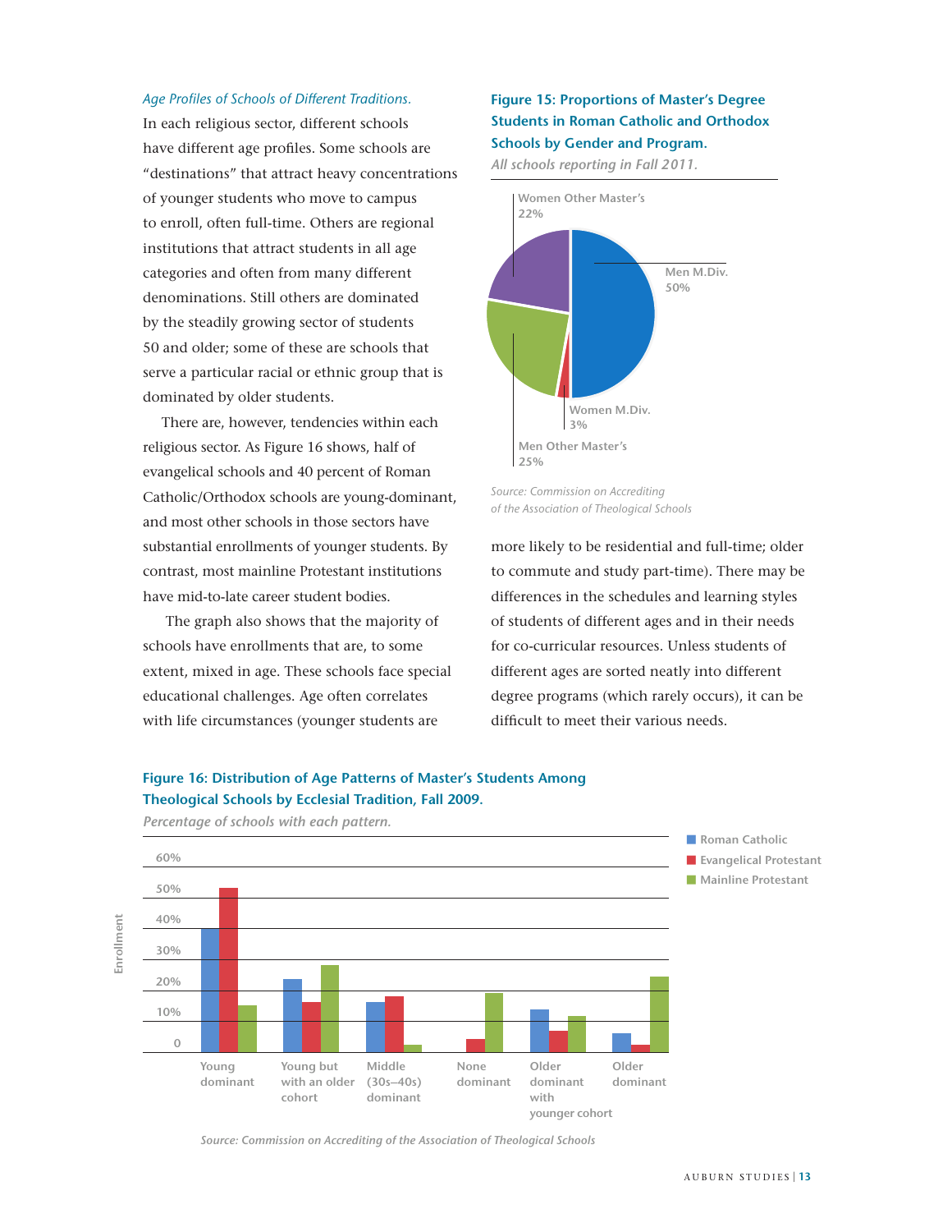*Age Profiles of Schools of Different Traditions.* In each religious sector, different schools have different age profiles. Some schools are "destinations" that attract heavy concentrations of younger students who move to campus to enroll, often full-time. Others are regional institutions that attract students in all age categories and often from many different denominations. Still others are dominated by the steadily growing sector of students 50 and older; some of these are schools that serve a particular racial or ethnic group that is dominated by older students.

There are, however, tendencies within each religious sector. As Figure 16 shows, half of evangelical schools and 40 percent of Roman Catholic/Orthodox schools are young-dominant, and most other schools in those sectors have substantial enrollments of younger students. By contrast, most mainline Protestant institutions have mid-to-late career student bodies.

The graph also shows that the majority of schools have enrollments that are, to some extent, mixed in age. These schools face special educational challenges. Age often correlates with life circumstances (younger students are more likely to be residential and full-time; older to commute and study part-time). There may be differences in the schedules and learning styles of students of different ages and in their needs for co-curricular resources. Unless students of different ages are sorted neatly into different degree programs (which rarely occurs), it can be difficult to meet their various needs.

**Figure 15: Proportions of Master's Degree Students in Roman Catholic and Orthodox Schools by Gender and Program.**

*All schools reporting in Fall 2011.*

| Category | Percentage |
|---|---|
| Men M.Div. | 50% |
| Women M.Div. | 3% |
| Men Other Master's | 25% |
| Women Other Master's | 22% |

*Source: Commission on Accrediting of the Association of Theological Schools*

**Figure 16: Distribution of Age Patterns of Master's Students Among Theological Schools by Ecclesial Tradition, Fall 2009.**

*Percentage of schools with each pattern.*

| Pattern | Roman Catholic | Evangelical Protestant | Mainline Protestant |
|---|---|---|---|
| Young dominant | ~40% | ~53% | ~15% |
| Young but with an older cohort | ~24% | ~16% | ~28% |
| Middle (30s–40s) dominant | ~16% | ~18% | ~2% |
| None dominant | 0% | ~4% | ~19% |
| Older dominant with younger cohort | ~14% | ~7% | ~12% |
| Older dominant | ~6% | ~2% | ~24% |

*Source: Commission on Accrediting of the Association of Theological Schools*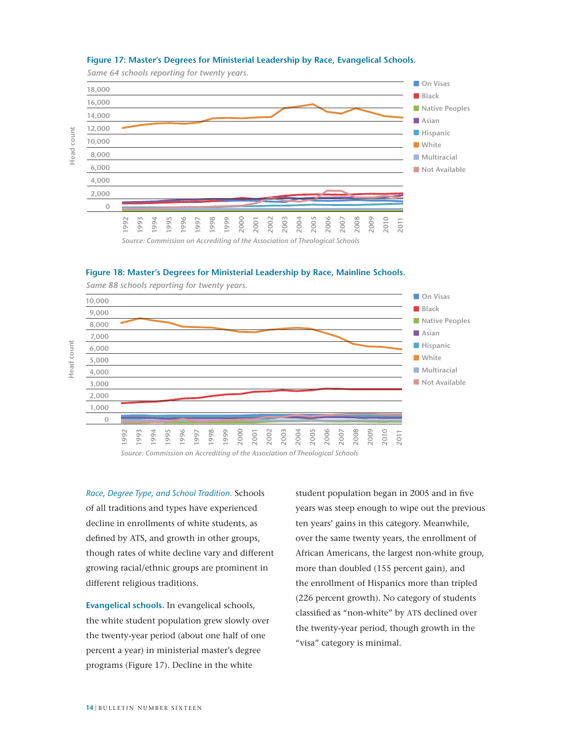**Figure 17: Master's Degrees for Ministerial Leadership by Race, Evangelical Schools.**

*Same 64 schools reporting for twenty years.*

*Source: Commission on Accrediting of the Association of Theological Schools*

**Figure 18: Master's Degrees for Ministerial Leadership by Race, Mainline Schools.**

*Same 88 schools reporting for twenty years.*

*Source: Commission on Accrediting of the Association of Theological Schools*

*Race, Degree Type, and School Tradition.* Schools of all traditions and types have experienced decline in enrollments of white students, as defined by ATS, and growth in other groups, though rates of white decline vary and different growing racial/ethnic groups are prominent in different religious traditions.

**Evangelical schools.** In evangelical schools, the white student population grew slowly over the twenty-year period (about one half of one percent a year) in ministerial master's degree programs (Figure 17). Decline in the white student population began in 2005 and in five years was steep enough to wipe out the previous ten years' gains in this category. Meanwhile, over the same twenty years, the enrollment of African Americans, the largest non-white group, more than doubled (155 percent gain), and the enrollment of Hispanics more than tripled (226 percent growth). No category of students classified as "non-white" by ATS declined over the twenty-year period, though growth in the "visa" category is minimal.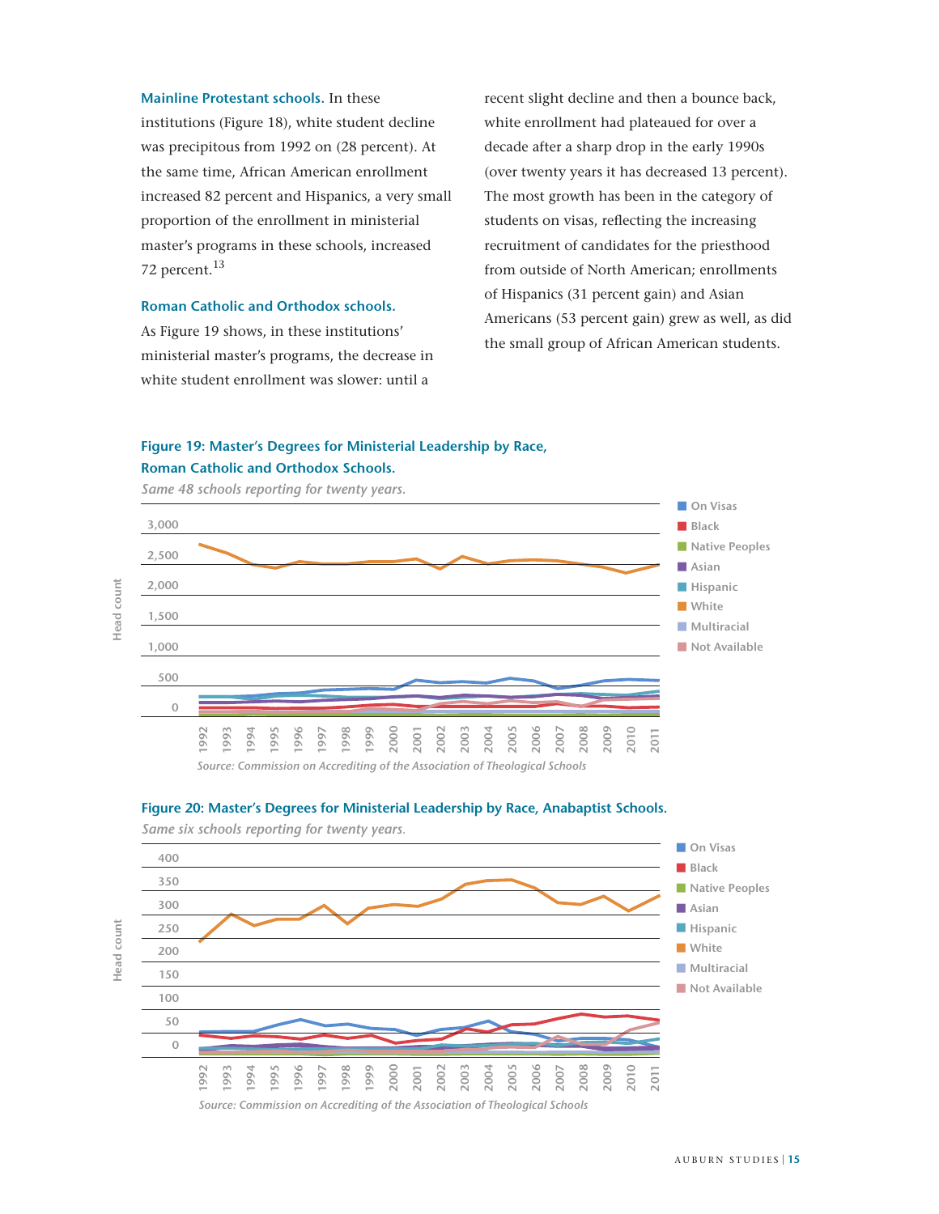**Mainline Protestant schools.** In these institutions (Figure 18), white student decline was precipitous from 1992 on (28 percent). At the same time, African American enrollment increased 82 percent and Hispanics, a very small proportion of the enrollment in ministerial master's programs in these schools, increased 72 percent.[13]

**Roman Catholic and Orthodox schools.** As Figure 19 shows, in these institutions' ministerial master's programs, the decrease in white student enrollment was slower: until a recent slight decline and then a bounce back, white enrollment had plateaued for over a decade after a sharp drop in the early 1990s (over twenty years it has decreased 13 percent). The most growth has been in the category of students on visas, reflecting the increasing recruitment of candidates for the priesthood from outside of North American; enrollments of Hispanics (31 percent gain) and Asian Americans (53 percent gain) grew as well, as did the small group of African American students.

**Figure 19: Master's Degrees for Ministerial Leadership by Race, Roman Catholic and Orthodox Schools.**

*Same 48 schools reporting for twenty years.*

*Source: Commission on Accrediting of the Association of Theological Schools*

**Figure 20: Master's Degrees for Ministerial Leadership by Race, Anabaptist Schools.**

*Same six schools reporting for twenty years.*

*Source: Commission on Accrediting of the Association of Theological Schools*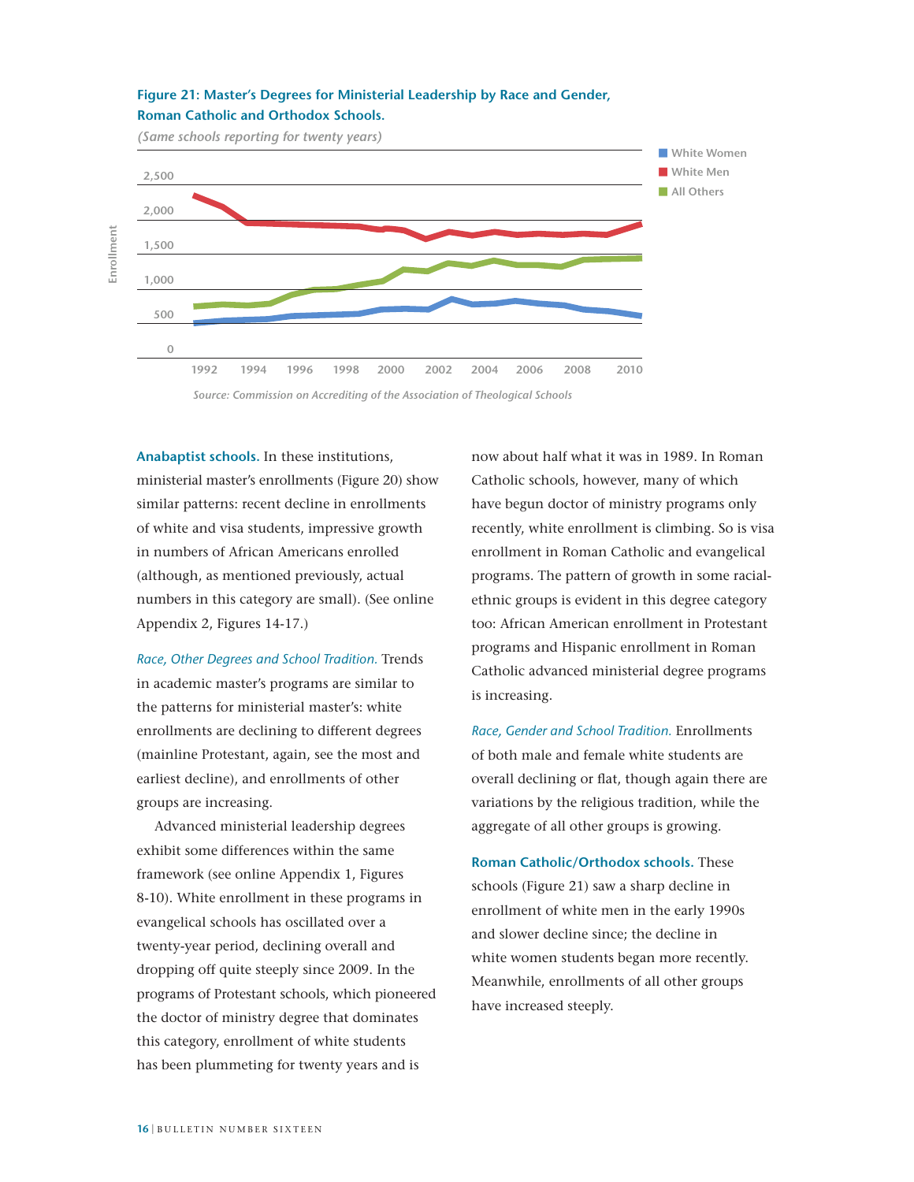**Figure 21: Master's Degrees for Ministerial Leadership by Race and Gender, Roman Catholic and Orthodox Schools.**

*(Same schools reporting for twenty years)*

*Source: Commission on Accrediting of the Association of Theological Schools*

**Anabaptist schools.** In these institutions, ministerial master's enrollments (Figure 20) show similar patterns: recent decline in enrollments of white and visa students, impressive growth in numbers of African Americans enrolled (although, as mentioned previously, actual numbers in this category are small). (See online Appendix 2, Figures 14-17.)

*Race, Other Degrees and School Tradition.* Trends in academic master's programs are similar to the patterns for ministerial master's: white enrollments are declining to different degrees (mainline Protestant, again, see the most and earliest decline), and enrollments of other groups are increasing.

Advanced ministerial leadership degrees exhibit some differences within the same framework (see online Appendix 1, Figures 8-10). White enrollment in these programs in evangelical schools has oscillated over a twenty-year period, declining overall and dropping off quite steeply since 2009. In the programs of Protestant schools, which pioneered the doctor of ministry degree that dominates this category, enrollment of white students has been plummeting for twenty years and is now about half what it was in 1989. In Roman Catholic schools, however, many of which have begun doctor of ministry programs only recently, white enrollment is climbing. So is visa enrollment in Roman Catholic and evangelical programs. The pattern of growth in some racial-ethnic groups is evident in this degree category too: African American enrollment in Protestant programs and Hispanic enrollment in Roman Catholic advanced ministerial degree programs is increasing.

*Race, Gender and School Tradition.* Enrollments of both male and female white students are overall declining or flat, though again there are variations by the religious tradition, while the aggregate of all other groups is growing.

**Roman Catholic/Orthodox schools.** These schools (Figure 21) saw a sharp decline in enrollment of white men in the early 1990s and slower decline since; the decline in white women students began more recently. Meanwhile, enrollments of all other groups have increased steeply.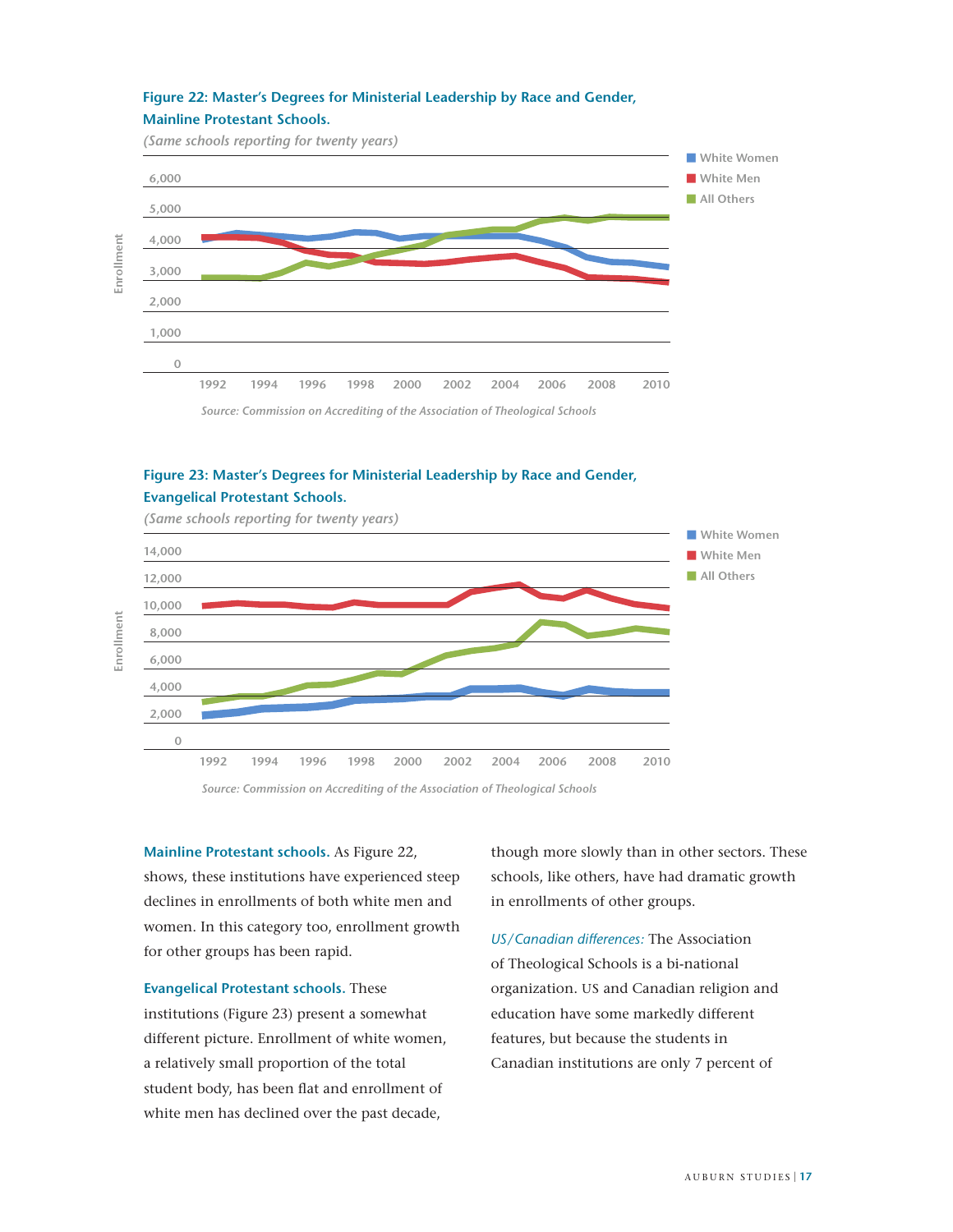**Figure 22: Master's Degrees for Ministerial Leadership by Race and Gender, Mainline Protestant Schools.**

*(Same schools reporting for twenty years)*

*Source: Commission on Accrediting of the Association of Theological Schools*

**Figure 23: Master's Degrees for Ministerial Leadership by Race and Gender, Evangelical Protestant Schools.**

*(Same schools reporting for twenty years)*

*Source: Commission on Accrediting of the Association of Theological Schools*

**Mainline Protestant schools.** As Figure 22, shows, these institutions have experienced steep declines in enrollments of both white men and women. In this category too, enrollment growth for other groups has been rapid.

**Evangelical Protestant schools.** These institutions (Figure 23) present a somewhat different picture. Enrollment of white women, a relatively small proportion of the total student body, has been flat and enrollment of white men has declined over the past decade, though more slowly than in other sectors. These schools, like others, have had dramatic growth in enrollments of other groups.

*US/Canadian differences:* The Association of Theological Schools is a bi-national organization. US and Canadian religion and education have some markedly different features, but because the students in Canadian institutions are only 7 percent of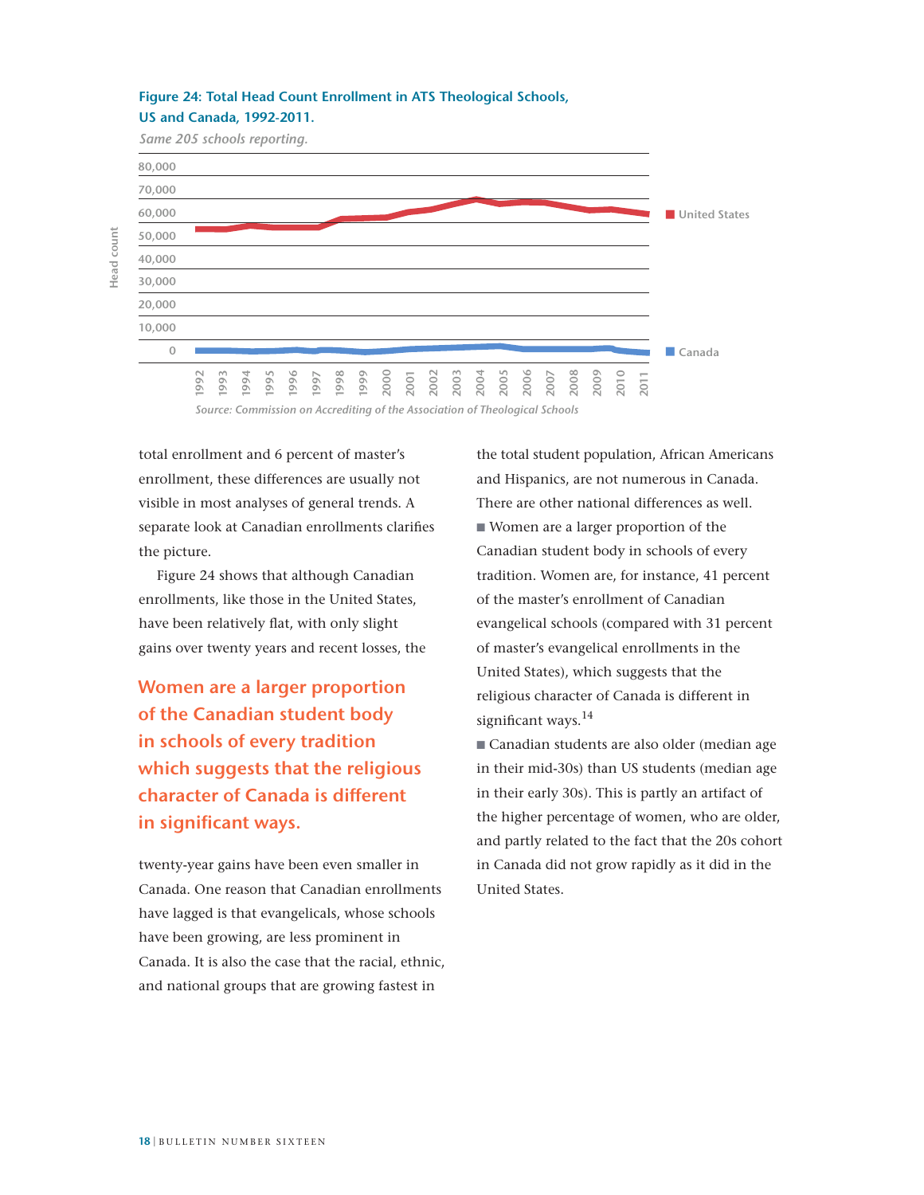**Figure 24: Total Head Count Enrollment in ATS Theological Schools, US and Canada, 1992-2011.**

*Same 205 schools reporting.*

*Source: Commission on Accrediting of the Association of Theological Schools*

total enrollment and 6 percent of master's enrollment, these differences are usually not visible in most analyses of general trends. A separate look at Canadian enrollments clarifies the picture.

Figure 24 shows that although Canadian enrollments, like those in the United States, have been relatively flat, with only slight gains over twenty years and recent losses, the twenty-year gains have been even smaller in Canada. One reason that Canadian enrollments have lagged is that evangelicals, whose schools have been growing, are less prominent in Canada. It is also the case that the racial, ethnic, and national groups that are growing fastest in the total student population, African Americans and Hispanics, are not numerous in Canada. There are other national differences as well.

> **Women are a larger proportion of the Canadian student body in schools of every tradition which suggests that the religious character of Canada is different in significant ways.**

- Women are a larger proportion of the Canadian student body in schools of every tradition. Women are, for instance, 41 percent of the master's enrollment of Canadian evangelical schools (compared with 31 percent of master's evangelical enrollments in the United States), which suggests that the religious character of Canada is different in significant ways.[14]
- Canadian students are also older (median age in their mid-30s) than US students (median age in their early 30s). This is partly an artifact of the higher percentage of women, who are older, and partly related to the fact that the 20s cohort in Canada did not grow rapidly as it did in the United States.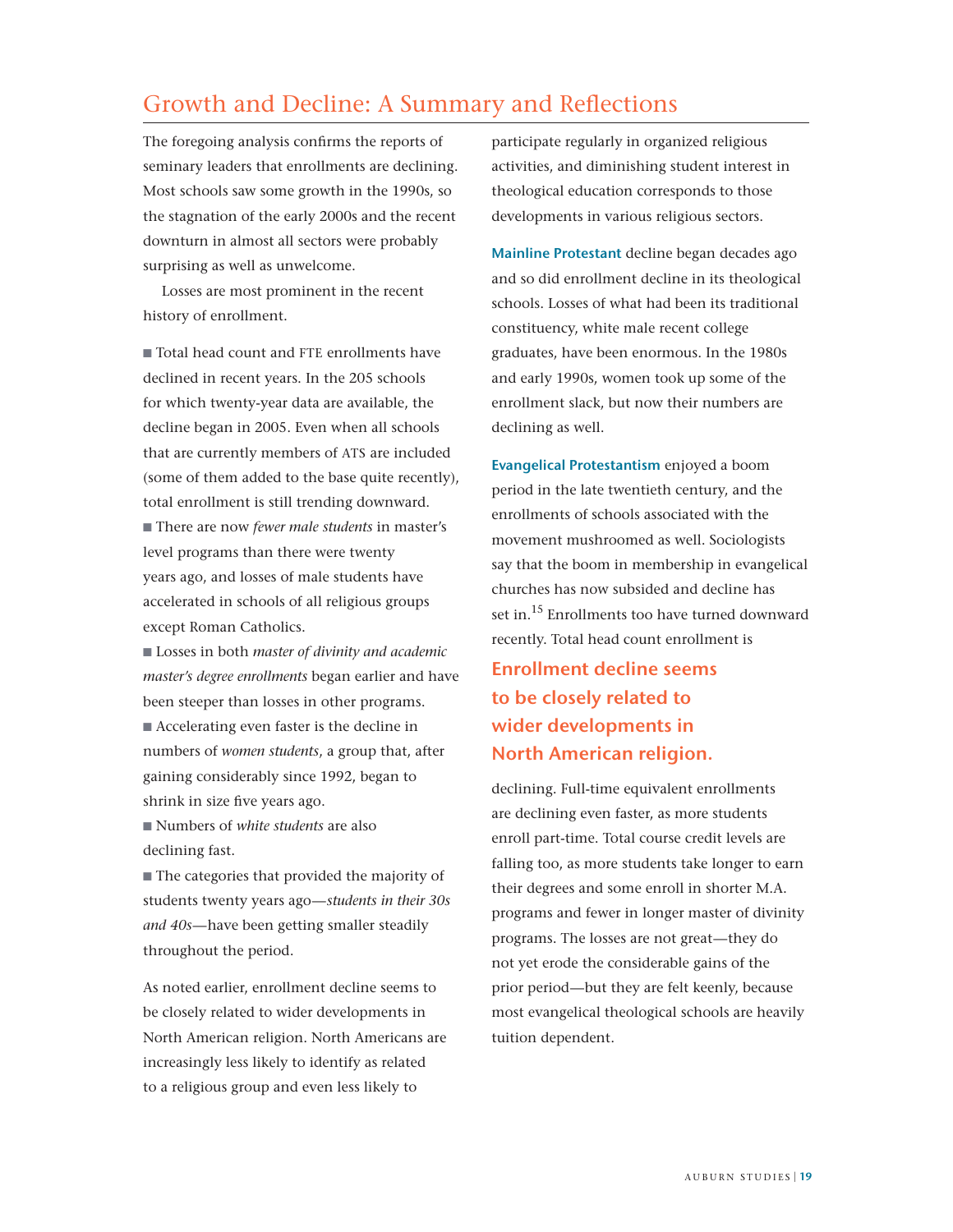## Growth and Decline: A Summary and Reflections

The foregoing analysis confirms the reports of seminary leaders that enrollments are declining. Most schools saw some growth in the 1990s, so the stagnation of the early 2000s and the recent downturn in almost all sectors were probably surprising as well as unwelcome.

Losses are most prominent in the recent history of enrollment.

- Total head count and FTE enrollments have declined in recent years. In the 205 schools for which twenty-year data are available, the decline began in 2005. Even when all schools that are currently members of ATS are included (some of them added to the base quite recently), total enrollment is still trending downward.
- There are now *fewer male students* in master's level programs than there were twenty years ago, and losses of male students have accelerated in schools of all religious groups except Roman Catholics.
- Losses in both *master of divinity and academic master's degree enrollments* began earlier and have been steeper than losses in other programs.
- Accelerating even faster is the decline in numbers of *women students*, a group that, after gaining considerably since 1992, began to shrink in size five years ago.
- Numbers of *white students* are also declining fast.
- The categories that provided the majority of students twenty years ago—*students in their 30s and 40s*—have been getting smaller steadily throughout the period.

As noted earlier, enrollment decline seems to be closely related to wider developments in North American religion. North Americans are increasingly less likely to identify as related to a religious group and even less likely to participate regularly in organized religious activities, and diminishing student interest in theological education corresponds to those developments in various religious sectors.

**Mainline Protestant** decline began decades ago and so did enrollment decline in its theological schools. Losses of what had been its traditional constituency, white male recent college graduates, have been enormous. In the 1980s and early 1990s, women took up some of the enrollment slack, but now their numbers are declining as well.

**Evangelical Protestantism** enjoyed a boom period in the late twentieth century, and the enrollments of schools associated with the movement mushroomed as well. Sociologists say that the boom in membership in evangelical churches has now subsided and decline has set in.[15] Enrollments too have turned downward recently. Total head count enrollment is declining. Full-time equivalent enrollments are declining even faster, as more students enroll part-time. Total course credit levels are falling too, as more students take longer to earn their degrees and some enroll in shorter M.A. programs and fewer in longer master of divinity programs. The losses are not great—they do not yet erode the considerable gains of the prior period—but they are felt keenly, because most evangelical theological schools are heavily tuition dependent.

**Enrollment decline seems to be closely related to wider developments in North American religion.**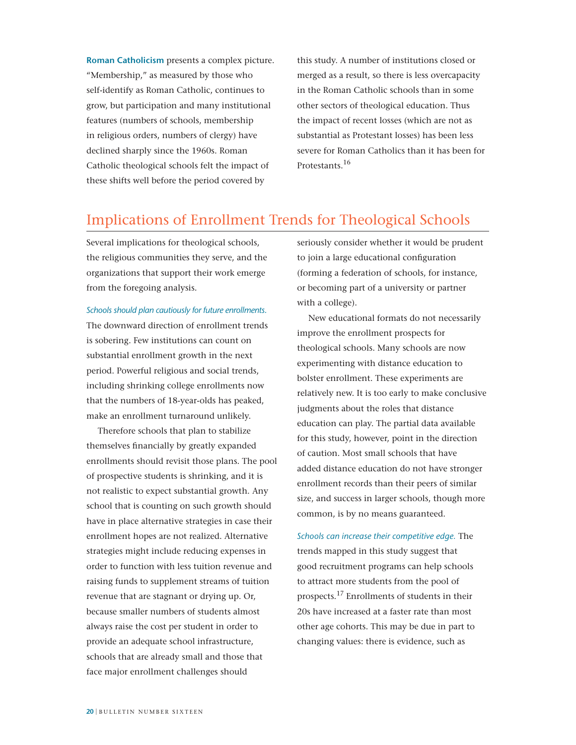**Roman Catholicism** presents a complex picture. "Membership," as measured by those who self-identify as Roman Catholic, continues to grow, but participation and many institutional features (numbers of schools, membership in religious orders, numbers of clergy) have declined sharply since the 1960s. Roman Catholic theological schools felt the impact of these shifts well before the period covered by this study. A number of institutions closed or merged as a result, so there is less overcapacity in the Roman Catholic schools than in some other sectors of theological education. Thus the impact of recent losses (which are not as substantial as Protestant losses) has been less severe for Roman Catholics than it has been for Protestants.[16]

## Implications of Enrollment Trends for Theological Schools

Several implications for theological schools, the religious communities they serve, and the organizations that support their work emerge from the foregoing analysis.

*Schools should plan cautiously for future enrollments.* The downward direction of enrollment trends is sobering. Few institutions can count on substantial enrollment growth in the next period. Powerful religious and social trends, including shrinking college enrollments now that the numbers of 18-year-olds has peaked, make an enrollment turnaround unlikely.

Therefore schools that plan to stabilize themselves financially by greatly expanded enrollments should revisit those plans. The pool of prospective students is shrinking, and it is not realistic to expect substantial growth. Any school that is counting on such growth should have in place alternative strategies in case their enrollment hopes are not realized. Alternative strategies might include reducing expenses in order to function with less tuition revenue and raising funds to supplement streams of tuition revenue that are stagnant or drying up. Or, because smaller numbers of students almost always raise the cost per student in order to provide an adequate school infrastructure, schools that are already small and those that face major enrollment challenges should seriously consider whether it would be prudent to join a large educational configuration (forming a federation of schools, for instance, or becoming part of a university or partner with a college).

New educational formats do not necessarily improve the enrollment prospects for theological schools. Many schools are now experimenting with distance education to bolster enrollment. These experiments are relatively new. It is too early to make conclusive judgments about the roles that distance education can play. The partial data available for this study, however, point in the direction of caution. Most small schools that have added distance education do not have stronger enrollment records than their peers of similar size, and success in larger schools, though more common, is by no means guaranteed.

*Schools can increase their competitive edge.* The trends mapped in this study suggest that good recruitment programs can help schools to attract more students from the pool of prospects.[17] Enrollments of students in their 20s have increased at a faster rate than most other age cohorts. This may be due in part to changing values: there is evidence, such as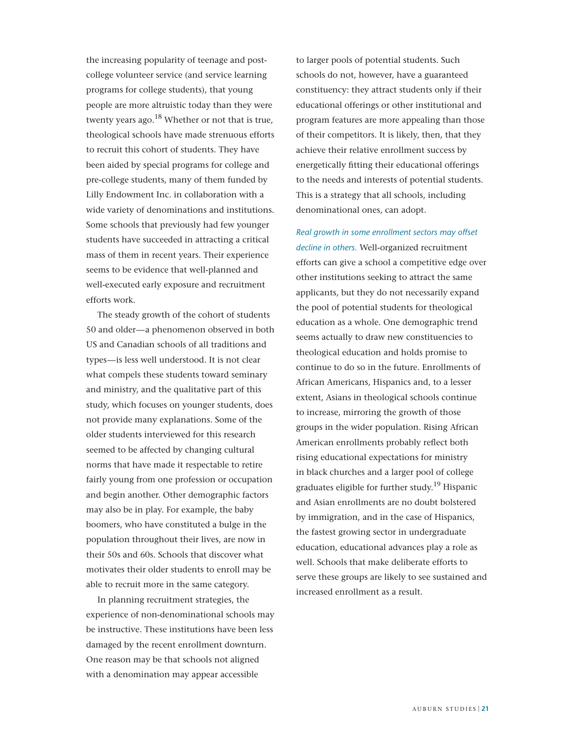the increasing popularity of teenage and post-college volunteer service (and service learning programs for college students), that young people are more altruistic today than they were twenty years ago.[18] Whether or not that is true, theological schools have made strenuous efforts to recruit this cohort of students. They have been aided by special programs for college and pre-college students, many of them funded by Lilly Endowment Inc. in collaboration with a wide variety of denominations and institutions. Some schools that previously had few younger students have succeeded in attracting a critical mass of them in recent years. Their experience seems to be evidence that well-planned and well-executed early exposure and recruitment efforts work.

The steady growth of the cohort of students 50 and older—a phenomenon observed in both US and Canadian schools of all traditions and types—is less well understood. It is not clear what compels these students toward seminary and ministry, and the qualitative part of this study, which focuses on younger students, does not provide many explanations. Some of the older students interviewed for this research seemed to be affected by changing cultural norms that have made it respectable to retire fairly young from one profession or occupation and begin another. Other demographic factors may also be in play. For example, the baby boomers, who have constituted a bulge in the population throughout their lives, are now in their 50s and 60s. Schools that discover what motivates their older students to enroll may be able to recruit more in the same category.

In planning recruitment strategies, the experience of non-denominational schools may be instructive. These institutions have been less damaged by the recent enrollment downturn. One reason may be that schools not aligned with a denomination may appear accessible to larger pools of potential students. Such schools do not, however, have a guaranteed constituency: they attract students only if their educational offerings or other institutional and program features are more appealing than those of their competitors. It is likely, then, that they achieve their relative enrollment success by energetically fitting their educational offerings to the needs and interests of potential students. This is a strategy that all schools, including denominational ones, can adopt.

*Real growth in some enrollment sectors may offset decline in others.* Well-organized recruitment efforts can give a school a competitive edge over other institutions seeking to attract the same applicants, but they do not necessarily expand the pool of potential students for theological education as a whole. One demographic trend seems actually to draw new constituencies to theological education and holds promise to continue to do so in the future. Enrollments of African Americans, Hispanics and, to a lesser extent, Asians in theological schools continue to increase, mirroring the growth of those groups in the wider population. Rising African American enrollments probably reflect both rising educational expectations for ministry in black churches and a larger pool of college graduates eligible for further study.[19] Hispanic and Asian enrollments are no doubt bolstered by immigration, and in the case of Hispanics, the fastest growing sector in undergraduate education, educational advances play a role as well. Schools that make deliberate efforts to serve these groups are likely to see sustained and increased enrollment as a result.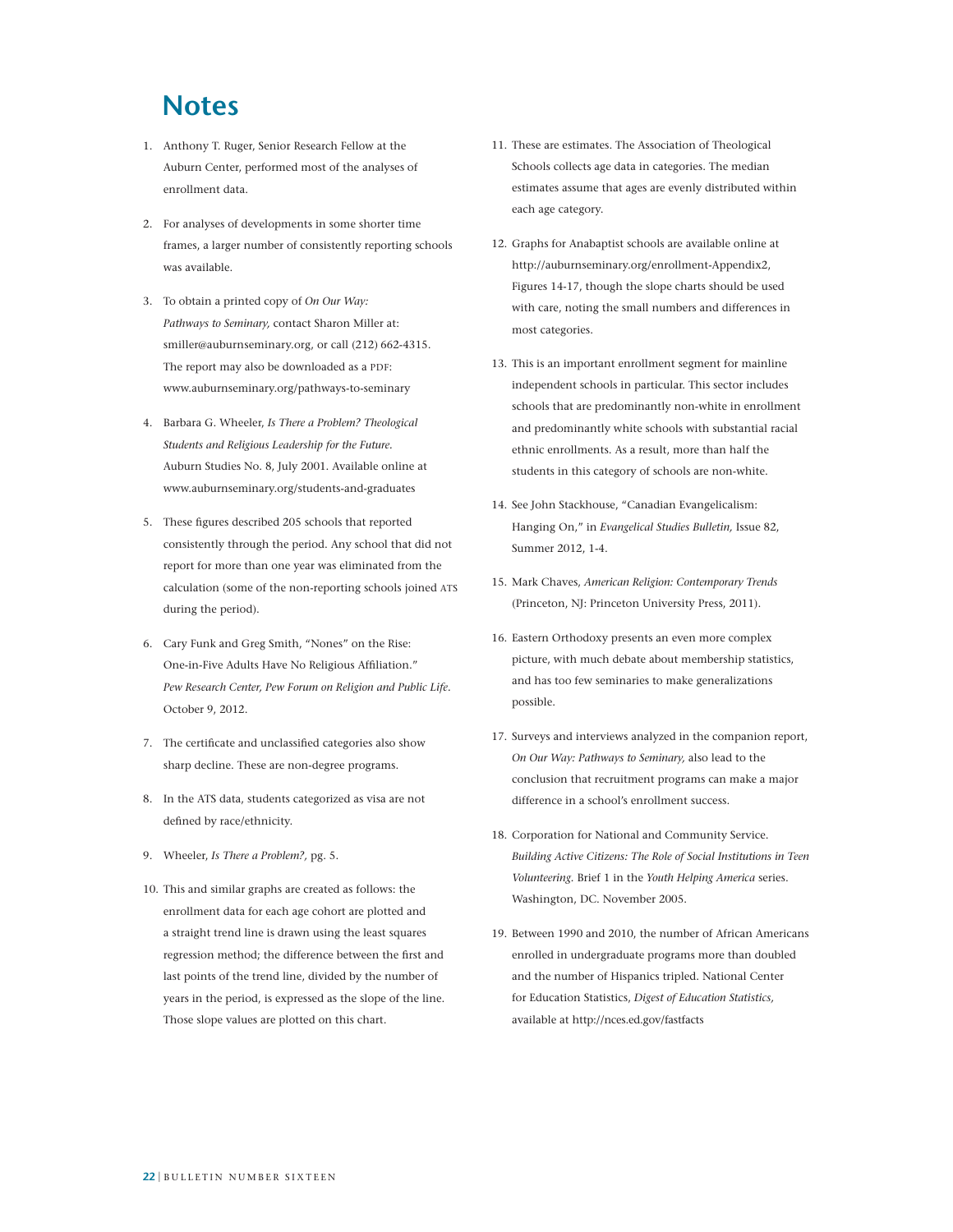# Notes

1. Anthony T. Ruger, Senior Research Fellow at the Auburn Center, performed most of the analyses of enrollment data.

2. For analyses of developments in some shorter time frames, a larger number of consistently reporting schools was available.

3. To obtain a printed copy of *On Our Way: Pathways to Seminary,* contact Sharon Miller at: smiller@auburnseminary.org, or call (212) 662-4315. The report may also be downloaded as a PDF: www.auburnseminary.org/pathways-to-seminary

4. Barbara G. Wheeler, *Is There a Problem? Theological Students and Religious Leadership for the Future.* Auburn Studies No. 8, July 2001. Available online at www.auburnseminary.org/students-and-graduates

5. These figures described 205 schools that reported consistently through the period. Any school that did not report for more than one year was eliminated from the calculation (some of the non-reporting schools joined ATS during the period).

6. Cary Funk and Greg Smith, "Nones" on the Rise: One-in-Five Adults Have No Religious Affiliation." *Pew Research Center, Pew Forum on Religion and Public Life.* October 9, 2012.

7. The certificate and unclassified categories also show sharp decline. These are non-degree programs.

8. In the ATS data, students categorized as visa are not defined by race/ethnicity.

9. Wheeler, *Is There a Problem?,* pg. 5.

10. This and similar graphs are created as follows: the enrollment data for each age cohort are plotted and a straight trend line is drawn using the least squares regression method; the difference between the first and last points of the trend line, divided by the number of years in the period, is expressed as the slope of the line. Those slope values are plotted on this chart.

11. These are estimates. The Association of Theological Schools collects age data in categories. The median estimates assume that ages are evenly distributed within each age category.

12. Graphs for Anabaptist schools are available online at http://auburnseminary.org/enrollment-Appendix2, Figures 14-17, though the slope charts should be used with care, noting the small numbers and differences in most categories.

13. This is an important enrollment segment for mainline independent schools in particular. This sector includes schools that are predominantly non-white in enrollment and predominantly white schools with substantial racial ethnic enrollments. As a result, more than half the students in this category of schools are non-white.

14. See John Stackhouse, "Canadian Evangelicalism: Hanging On," in *Evangelical Studies Bulletin,* Issue 82, Summer 2012, 1-4.

15. Mark Chaves, *American Religion: Contemporary Trends* (Princeton, NJ: Princeton University Press, 2011).

16. Eastern Orthodoxy presents an even more complex picture, with much debate about membership statistics, and has too few seminaries to make generalizations possible.

17. Surveys and interviews analyzed in the companion report, *On Our Way: Pathways to Seminary,* also lead to the conclusion that recruitment programs can make a major difference in a school's enrollment success.

18. Corporation for National and Community Service. *Building Active Citizens: The Role of Social Institutions in Teen Volunteering.* Brief 1 in the *Youth Helping America* series. Washington, DC. November 2005.

19. Between 1990 and 2010, the number of African Americans enrolled in undergraduate programs more than doubled and the number of Hispanics tripled. National Center for Education Statistics, *Digest of Education Statistics,* available at http://nces.ed.gov/fastfacts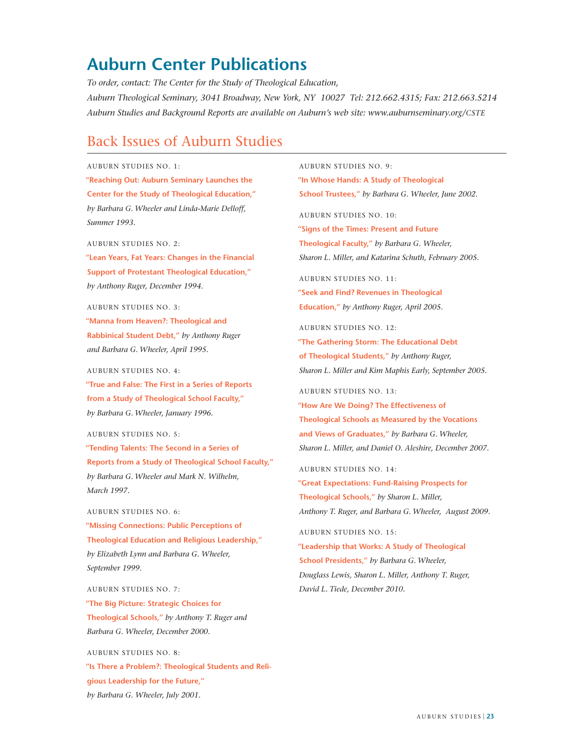# Auburn Center Publications

*To order, contact: The Center for the Study of Theological Education, Auburn Theological Seminary, 3041 Broadway, New York, NY 10027 Tel: 212.662.4315; Fax: 212.663.5214*
*Auburn Studies and Background Reports are available on Auburn's web site: www.auburnseminary.org/CSTE*

## Back Issues of Auburn Studies

AUBURN STUDIES NO. 1:
**"Reaching Out: Auburn Seminary Launches the Center for the Study of Theological Education,"** *by Barbara G. Wheeler and Linda-Marie Delloff, Summer 1993.*

AUBURN STUDIES NO. 2:
**"Lean Years, Fat Years: Changes in the Financial Support of Protestant Theological Education,"** *by Anthony Ruger, December 1994.*

AUBURN STUDIES NO. 3:
**"Manna from Heaven?: Theological and Rabbinical Student Debt,"** *by Anthony Ruger and Barbara G. Wheeler, April 1995.*

AUBURN STUDIES NO. 4:
**"True and False: The First in a Series of Reports from a Study of Theological School Faculty,"** *by Barbara G. Wheeler, January 1996.*

AUBURN STUDIES NO. 5:
**"Tending Talents: The Second in a Series of Reports from a Study of Theological School Faculty,"** *by Barbara G. Wheeler and Mark N. Wilhelm, March 1997.*

AUBURN STUDIES NO. 6:
**"Missing Connections: Public Perceptions of Theological Education and Religious Leadership,"** *by Elizabeth Lynn and Barbara G. Wheeler, September 1999.*

AUBURN STUDIES NO. 7:
**"The Big Picture: Strategic Choices for Theological Schools,"** *by Anthony T. Ruger and Barbara G. Wheeler, December 2000.*

AUBURN STUDIES NO. 8:
**"Is There a Problem?: Theological Students and Religious Leadership for the Future,"** *by Barbara G. Wheeler, July 2001.*

AUBURN STUDIES NO. 9:
**"In Whose Hands: A Study of Theological School Trustees,"** *by Barbara G. Wheeler, June 2002.*

AUBURN STUDIES NO. 10:
**"Signs of the Times: Present and Future Theological Faculty,"** *by Barbara G. Wheeler, Sharon L. Miller, and Katarina Schuth, February 2005.*

AUBURN STUDIES NO. 11:
**"Seek and Find? Revenues in Theological Education,"** *by Anthony Ruger, April 2005.*

AUBURN STUDIES NO. 12:
**"The Gathering Storm: The Educational Debt of Theological Students,"** *by Anthony Ruger, Sharon L. Miller and Kim Maphis Early, September 2005.*

AUBURN STUDIES NO. 13:
**"How Are We Doing? The Effectiveness of Theological Schools as Measured by the Vocations and Views of Graduates,"** *by Barbara G. Wheeler, Sharon L. Miller, and Daniel O. Aleshire, December 2007.*

AUBURN STUDIES NO. 14:
**"Great Expectations: Fund-Raising Prospects for Theological Schools,"** *by Sharon L. Miller, Anthony T. Ruger, and Barbara G. Wheeler, August 2009.*

AUBURN STUDIES NO. 15:
**"Leadership that Works: A Study of Theological School Presidents,"** *by Barbara G. Wheeler, Douglass Lewis, Sharon L. Miller, Anthony T. Ruger, David L. Tiede, December 2010.*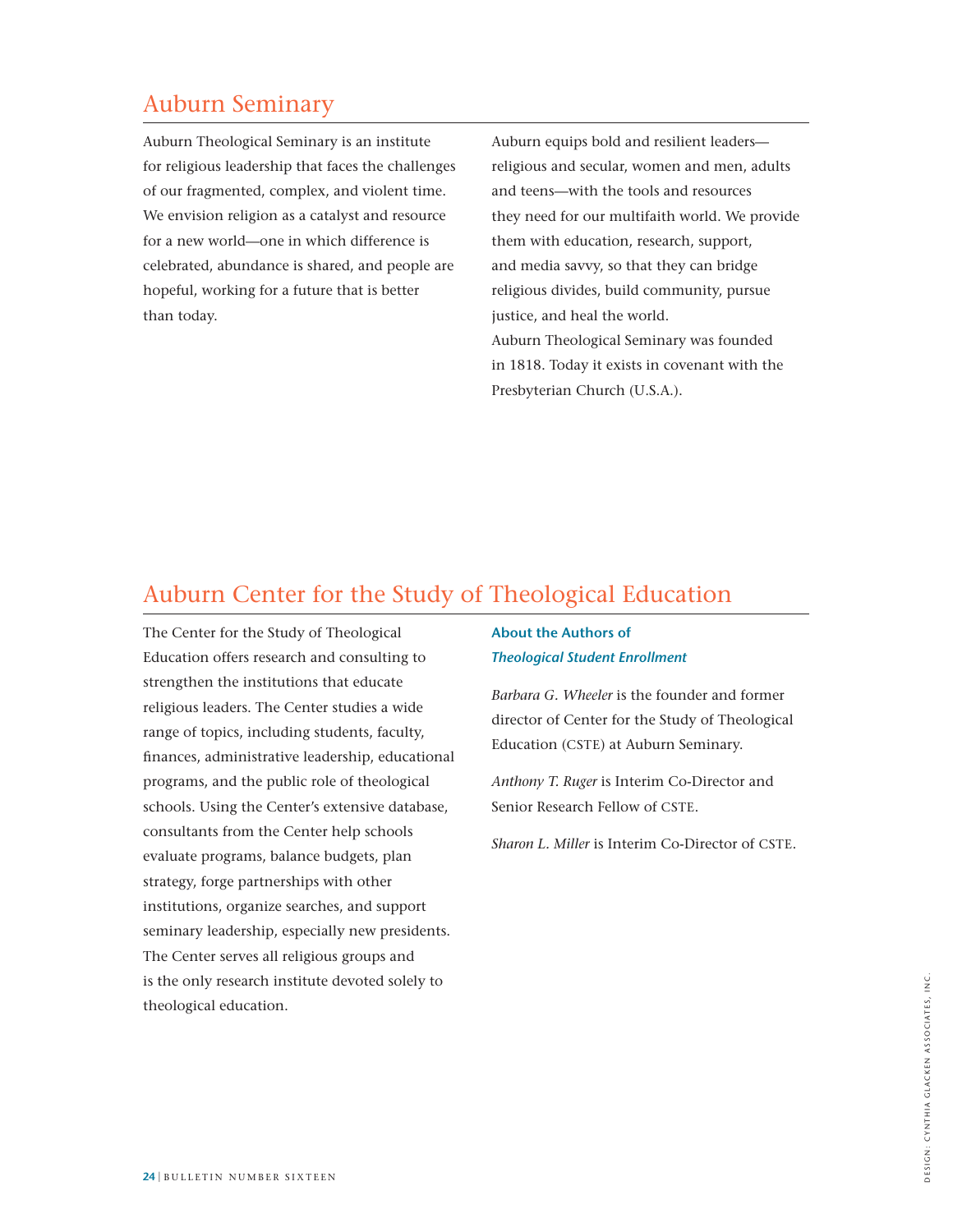## Auburn Seminary

Auburn Theological Seminary is an institute for religious leadership that faces the challenges of our fragmented, complex, and violent time. We envision religion as a catalyst and resource for a new world—one in which difference is celebrated, abundance is shared, and people are hopeful, working for a future that is better than today.

Auburn equips bold and resilient leaders—religious and secular, women and men, adults and teens—with the tools and resources they need for our multifaith world. We provide them with education, research, support, and media savvy, so that they can bridge religious divides, build community, pursue justice, and heal the world.

Auburn Theological Seminary was founded in 1818. Today it exists in covenant with the Presbyterian Church (U.S.A.).

## Auburn Center for the Study of Theological Education

The Center for the Study of Theological Education offers research and consulting to strengthen the institutions that educate religious leaders. The Center studies a wide range of topics, including students, faculty, finances, administrative leadership, educational programs, and the public role of theological schools. Using the Center's extensive database, consultants from the Center help schools evaluate programs, balance budgets, plan strategy, forge partnerships with other institutions, organize searches, and support seminary leadership, especially new presidents. The Center serves all religious groups and is the only research institute devoted solely to theological education.

### About the Authors of *Theological Student Enrollment*

*Barbara G. Wheeler* is the founder and former director of Center for the Study of Theological Education (CSTE) at Auburn Seminary.

*Anthony T. Ruger* is Interim Co-Director and Senior Research Fellow of CSTE.

*Sharon L. Miller* is Interim Co-Director of CSTE.

Design: Cynthia Glacken Associates, Inc.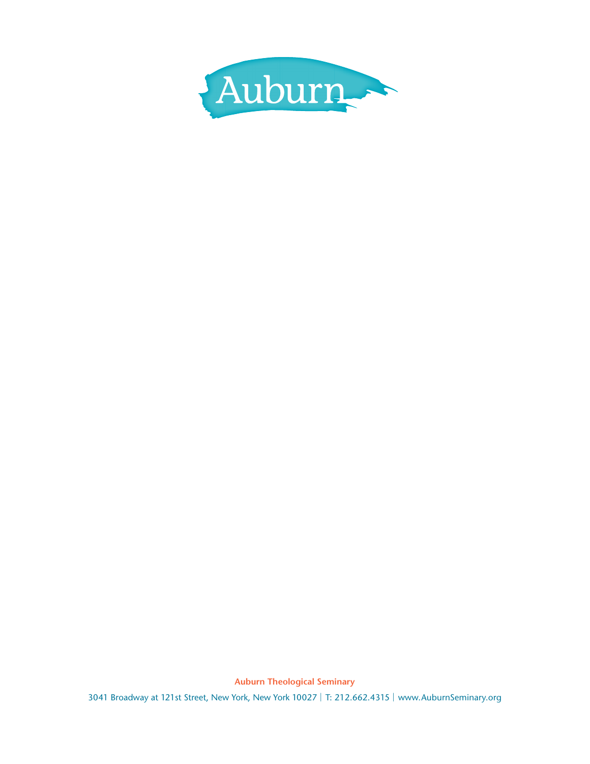Auburn

**Auburn Theological Seminary**

3041 Broadway at 121st Street, New York, New York 10027 | T: 212.662.4315 | www.AuburnSeminary.org